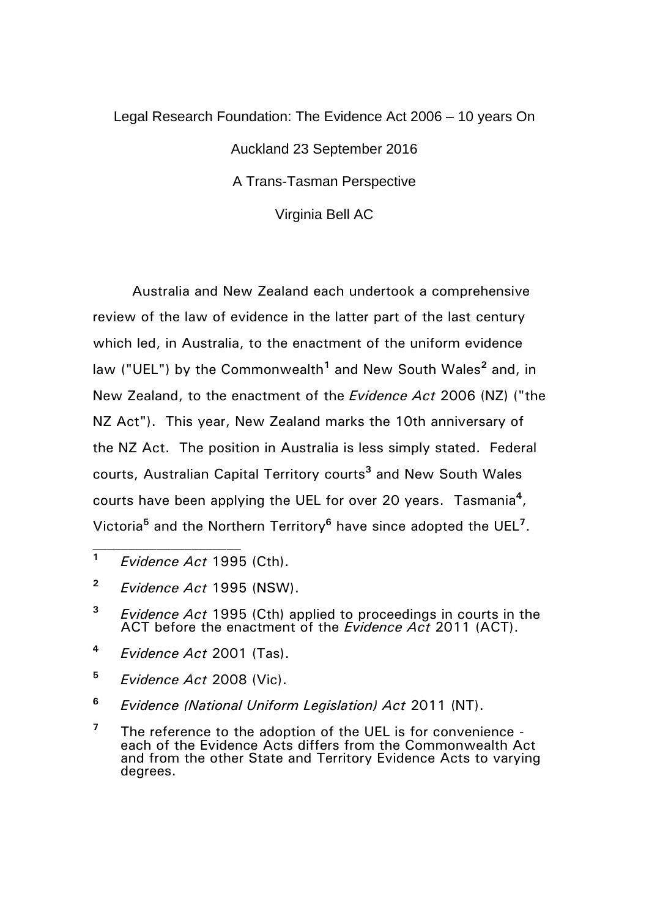Legal Research Foundation: The Evidence Act 2006 – 10 years On

Auckland 23 September 2016

A Trans-Tasman Perspective

Virginia Bell AC

Australia and New Zealand each undertook a comprehensive review of the law of evidence in the latter part of the last century which led, in Australia, to the enactment of the uniform evidence law ("UEL") by the Commonwealth[1] and New South Wales[2] and, in New Zealand, to the enactment of the *Evidence Act* 2006 (NZ) ("the NZ Act"). This year, New Zealand marks the 10th anniversary of the NZ Act. The position in Australia is less simply stated. Federal courts, Australian Capital Territory courts[3] and New South Wales courts have been applying the UEL for over 20 years. Tasmania[4], Victoria[5] and the Northern Territory[6] have since adopted the UEL[7].

---

[1] *Evidence Act* 1995 (Cth).

[2] *Evidence Act* 1995 (NSW).

[3] *Evidence Act* 1995 (Cth) applied to proceedings in courts in the ACT before the enactment of the *Evidence Act* 2011 (ACT).

[4] *Evidence Act* 2001 (Tas).

[5] *Evidence Act* 2008 (Vic).

[6] *Evidence (National Uniform Legislation) Act* 2011 (NT).

[7] The reference to the adoption of the UEL is for convenience - each of the Evidence Acts differs from the Commonwealth Act and from the other State and Territory Evidence Acts to varying degrees.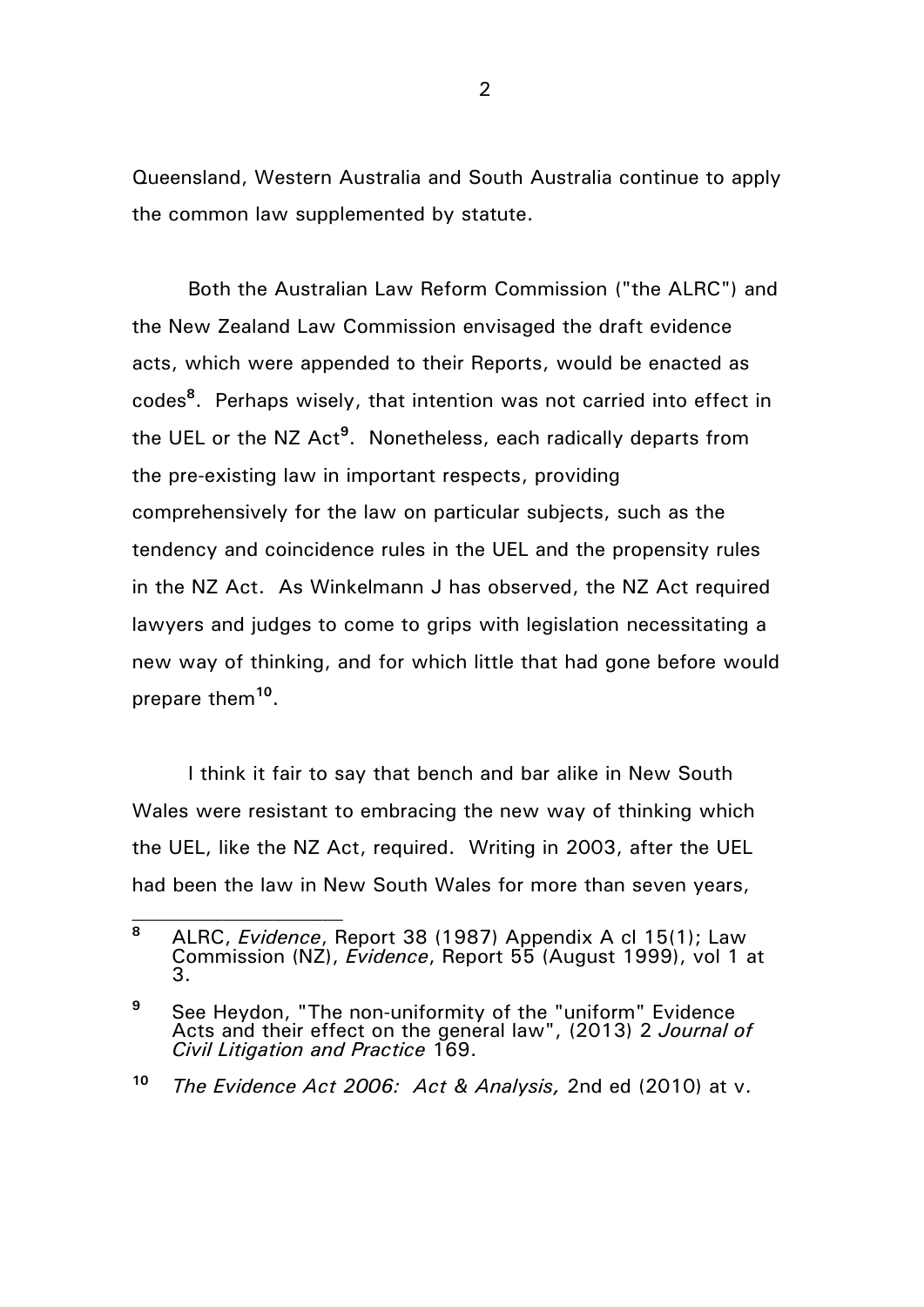Queensland, Western Australia and South Australia continue to apply the common law supplemented by statute.

Both the Australian Law Reform Commission ("the ALRC") and the New Zealand Law Commission envisaged the draft evidence acts, which were appended to their Reports, would be enacted as codes[8]. Perhaps wisely, that intention was not carried into effect in the UEL or the NZ Act[9]. Nonetheless, each radically departs from the pre-existing law in important respects, providing comprehensively for the law on particular subjects, such as the tendency and coincidence rules in the UEL and the propensity rules in the NZ Act. As Winkelmann J has observed, the NZ Act required lawyers and judges to come to grips with legislation necessitating a new way of thinking, and for which little that had gone before would prepare them[10].

I think it fair to say that bench and bar alike in New South Wales were resistant to embracing the new way of thinking which the UEL, like the NZ Act, required. Writing in 2003, after the UEL had been the law in New South Wales for more than seven years,

---

[8] ALRC, *Evidence*, Report 38 (1987) Appendix A cl 15(1); Law Commission (NZ), *Evidence*, Report 55 (August 1999), vol 1 at 3.

[9] See Heydon, "The non-uniformity of the "uniform" Evidence Acts and their effect on the general law", (2013) 2 *Journal of Civil Litigation and Practice* 169.

[10] *The Evidence Act 2006: Act & Analysis,* 2nd ed (2010) at v.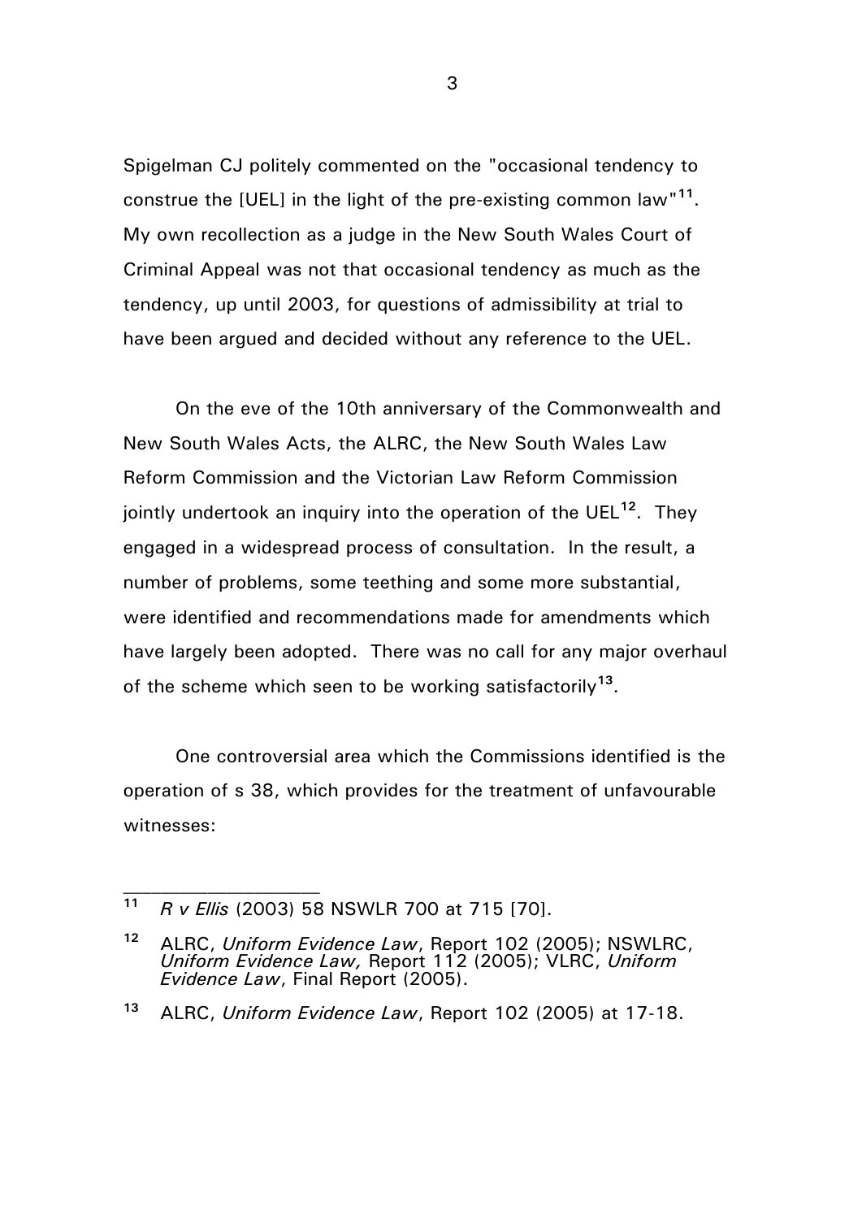Spigelman CJ politely commented on the "occasional tendency to construe the [UEL] in the light of the pre-existing common law"[11]. My own recollection as a judge in the New South Wales Court of Criminal Appeal was not that occasional tendency as much as the tendency, up until 2003, for questions of admissibility at trial to have been argued and decided without any reference to the UEL.

On the eve of the 10th anniversary of the Commonwealth and New South Wales Acts, the ALRC, the New South Wales Law Reform Commission and the Victorian Law Reform Commission jointly undertook an inquiry into the operation of the UEL[12]. They engaged in a widespread process of consultation. In the result, a number of problems, some teething and some more substantial, were identified and recommendations made for amendments which have largely been adopted. There was no call for any major overhaul of the scheme which seen to be working satisfactorily[13].

One controversial area which the Commissions identified is the operation of s 38, which provides for the treatment of unfavourable witnesses:

---

[11] *R v Ellis* (2003) 58 NSWLR 700 at 715 [70].

[12] ALRC, *Uniform Evidence Law*, Report 102 (2005); NSWLRC, *Uniform Evidence Law,* Report 112 (2005); VLRC, *Uniform Evidence Law*, Final Report (2005).

[13] ALRC, *Uniform Evidence Law*, Report 102 (2005) at 17-18.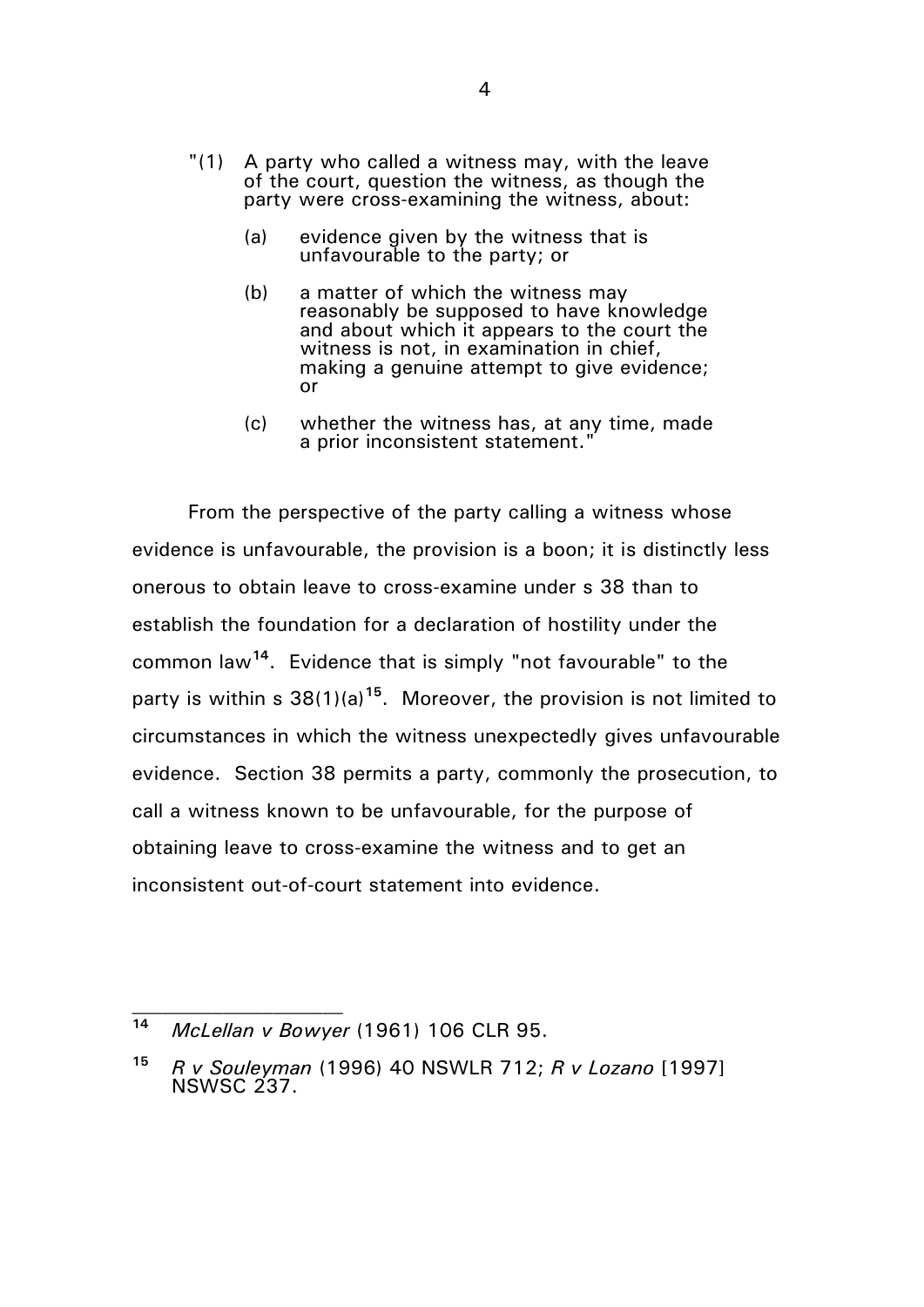> "(1) A party who called a witness may, with the leave of the court, question the witness, as though the party were cross-examining the witness, about:
>
> (a) evidence given by the witness that is unfavourable to the party; or
>
> (b) a matter of which the witness may reasonably be supposed to have knowledge and about which it appears to the court the witness is not, in examination in chief, making a genuine attempt to give evidence; or
>
> (c) whether the witness has, at any time, made a prior inconsistent statement."

From the perspective of the party calling a witness whose evidence is unfavourable, the provision is a boon; it is distinctly less onerous to obtain leave to cross-examine under s 38 than to establish the foundation for a declaration of hostility under the common law[14]. Evidence that is simply "not favourable" to the party is within s 38(1)(a)[15]. Moreover, the provision is not limited to circumstances in which the witness unexpectedly gives unfavourable evidence. Section 38 permits a party, commonly the prosecution, to call a witness known to be unfavourable, for the purpose of obtaining leave to cross-examine the witness and to get an inconsistent out-of-court statement into evidence.

---

[14] *McLellan v Bowyer* (1961) 106 CLR 95.

[15] *R v Souleyman* (1996) 40 NSWLR 712; *R v Lozano* [1997] NSWSC 237.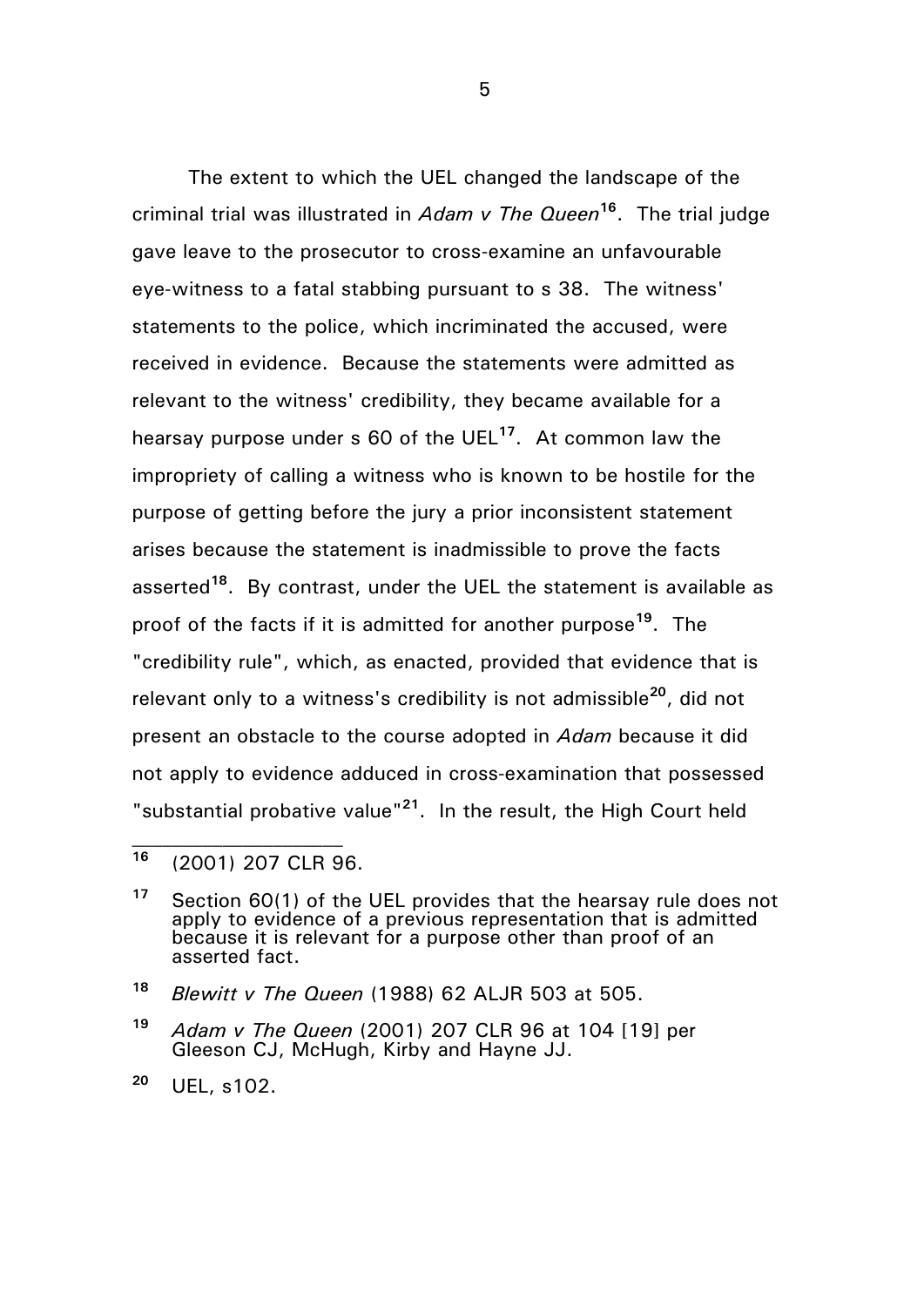The extent to which the UEL changed the landscape of the criminal trial was illustrated in *Adam v The Queen*[16]. The trial judge gave leave to the prosecutor to cross-examine an unfavourable eye-witness to a fatal stabbing pursuant to s 38. The witness' statements to the police, which incriminated the accused, were received in evidence. Because the statements were admitted as relevant to the witness' credibility, they became available for a hearsay purpose under s 60 of the UEL[17]. At common law the impropriety of calling a witness who is known to be hostile for the purpose of getting before the jury a prior inconsistent statement arises because the statement is inadmissible to prove the facts asserted[18]. By contrast, under the UEL the statement is available as proof of the facts if it is admitted for another purpose[19]. The "credibility rule", which, as enacted, provided that evidence that is relevant only to a witness's credibility is not admissible[20], did not present an obstacle to the course adopted in *Adam* because it did not apply to evidence adduced in cross-examination that possessed "substantial probative value"[21]. In the result, the High Court held

---

[16] (2001) 207 CLR 96.

[17] Section 60(1) of the UEL provides that the hearsay rule does not apply to evidence of a previous representation that is admitted because it is relevant for a purpose other than proof of an asserted fact.

[18] *Blewitt v The Queen* (1988) 62 ALJR 503 at 505.

[19] *Adam v The Queen* (2001) 207 CLR 96 at 104 [19] per Gleeson CJ, McHugh, Kirby and Hayne JJ.

[20] UEL, s102.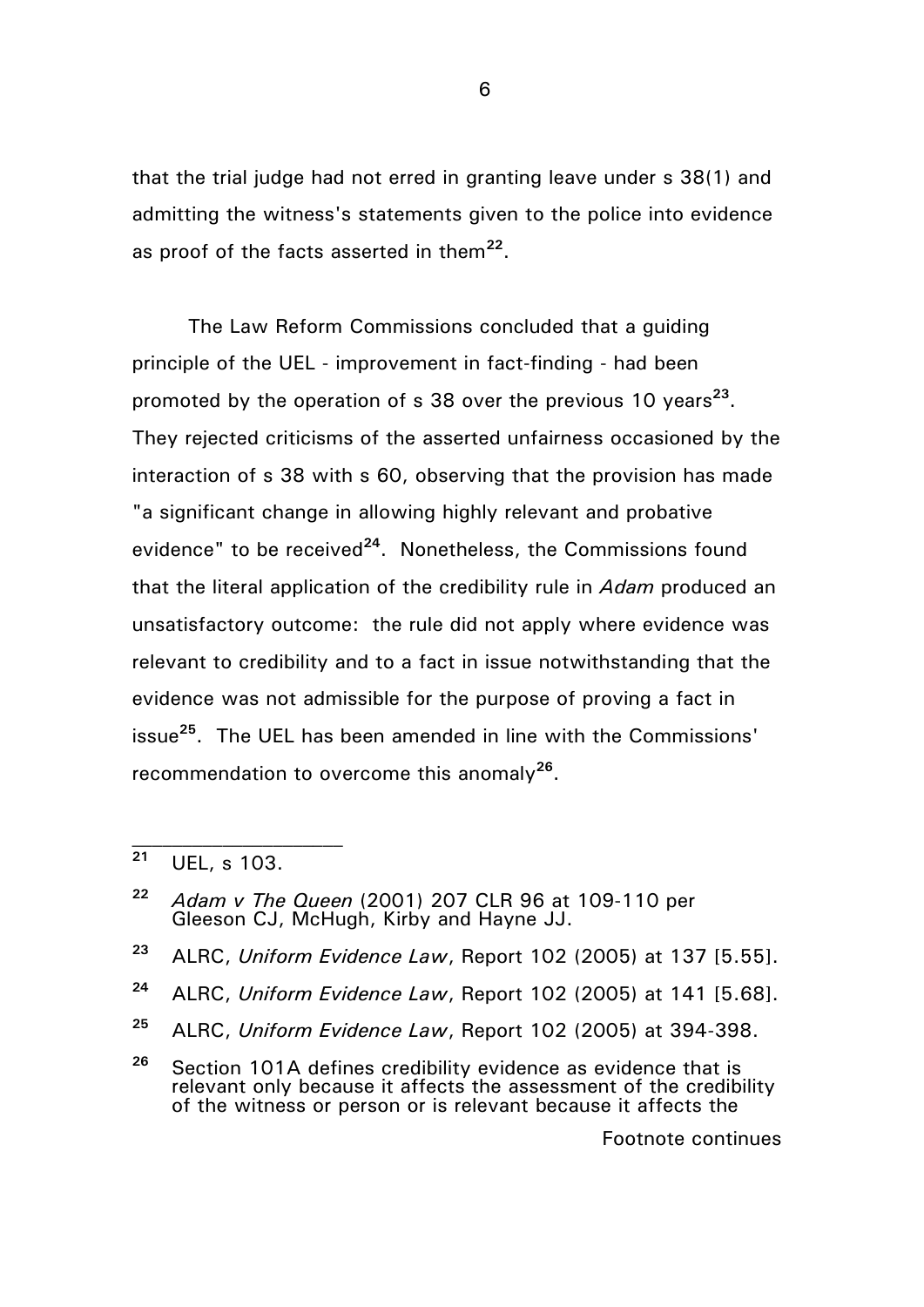that the trial judge had not erred in granting leave under s 38(1) and admitting the witness's statements given to the police into evidence as proof of the facts asserted in them[22].

The Law Reform Commissions concluded that a guiding principle of the UEL - improvement in fact-finding - had been promoted by the operation of s 38 over the previous 10 years[23]. They rejected criticisms of the asserted unfairness occasioned by the interaction of s 38 with s 60, observing that the provision has made "a significant change in allowing highly relevant and probative evidence" to be received[24]. Nonetheless, the Commissions found that the literal application of the credibility rule in *Adam* produced an unsatisfactory outcome: the rule did not apply where evidence was relevant to credibility and to a fact in issue notwithstanding that the evidence was not admissible for the purpose of proving a fact in issue[25]. The UEL has been amended in line with the Commissions' recommendation to overcome this anomaly[26].

---

[21] UEL, s 103.

[22] *Adam v The Queen* (2001) 207 CLR 96 at 109-110 per Gleeson CJ, McHugh, Kirby and Hayne JJ.

[23] ALRC, *Uniform Evidence Law*, Report 102 (2005) at 137 [5.55].

[24] ALRC, *Uniform Evidence Law*, Report 102 (2005) at 141 [5.68].

[25] ALRC, *Uniform Evidence Law*, Report 102 (2005) at 394-398.

[26] Section 101A defines credibility evidence as evidence that is relevant only because it affects the assessment of the credibility of the witness or person or is relevant because it affects the

Footnote continues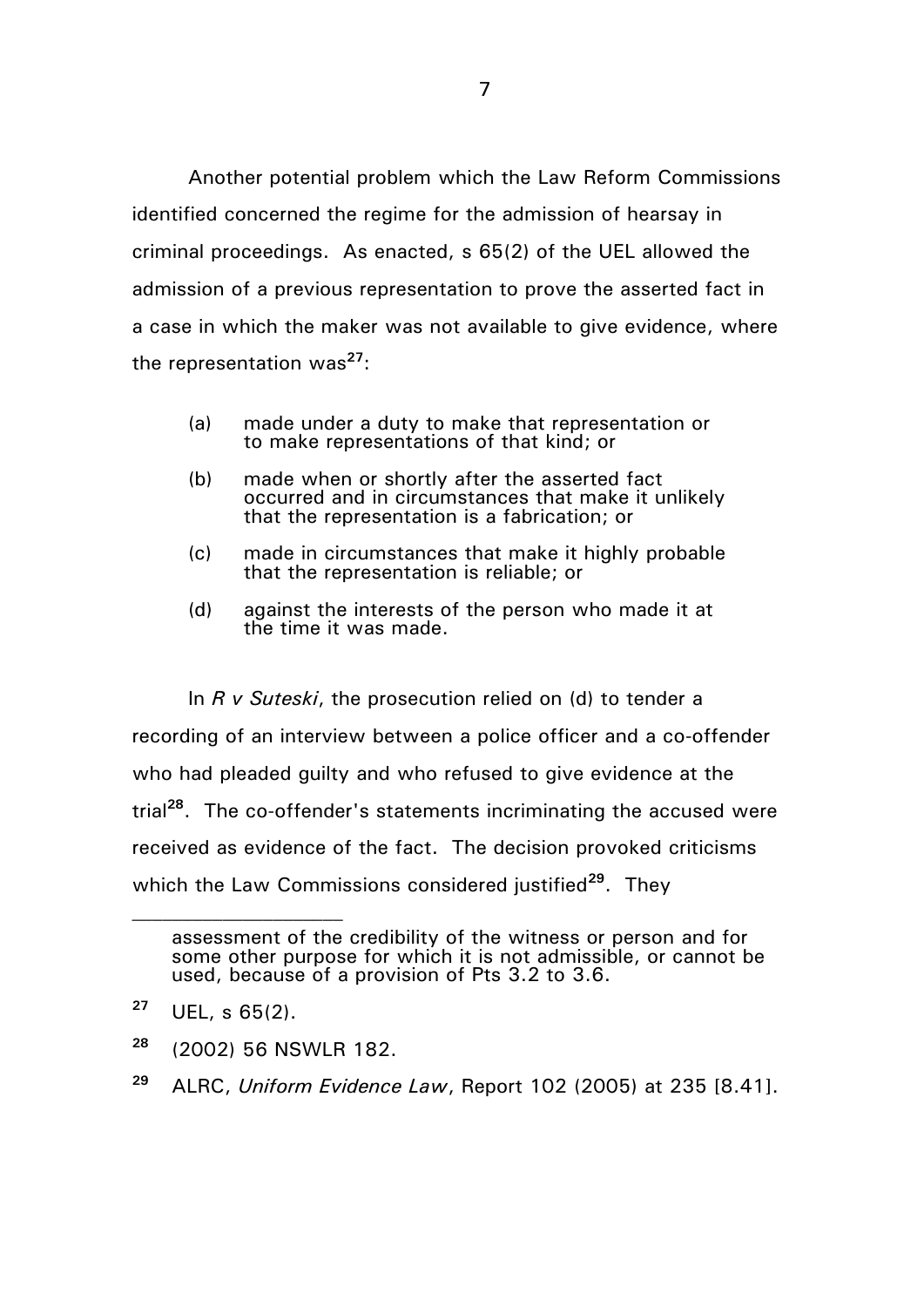Another potential problem which the Law Reform Commissions identified concerned the regime for the admission of hearsay in criminal proceedings. As enacted, s 65(2) of the UEL allowed the admission of a previous representation to prove the asserted fact in a case in which the maker was not available to give evidence, where the representation was[27]:

> (a) made under a duty to make that representation or to make representations of that kind; or
>
> (b) made when or shortly after the asserted fact occurred and in circumstances that make it unlikely that the representation is a fabrication; or
>
> (c) made in circumstances that make it highly probable that the representation is reliable; or
>
> (d) against the interests of the person who made it at the time it was made.

In *R v Suteski*, the prosecution relied on (d) to tender a recording of an interview between a police officer and a co-offender who had pleaded guilty and who refused to give evidence at the trial[28]. The co-offender's statements incriminating the accused were received as evidence of the fact. The decision provoked criticisms which the Law Commissions considered justified[29]. They

---

assessment of the credibility of the witness or person and for some other purpose for which it is not admissible, or cannot be used, because of a provision of Pts 3.2 to 3.6.

[27] UEL, s 65(2).

[28] (2002) 56 NSWLR 182.

[29] ALRC, *Uniform Evidence Law*, Report 102 (2005) at 235 [8.41].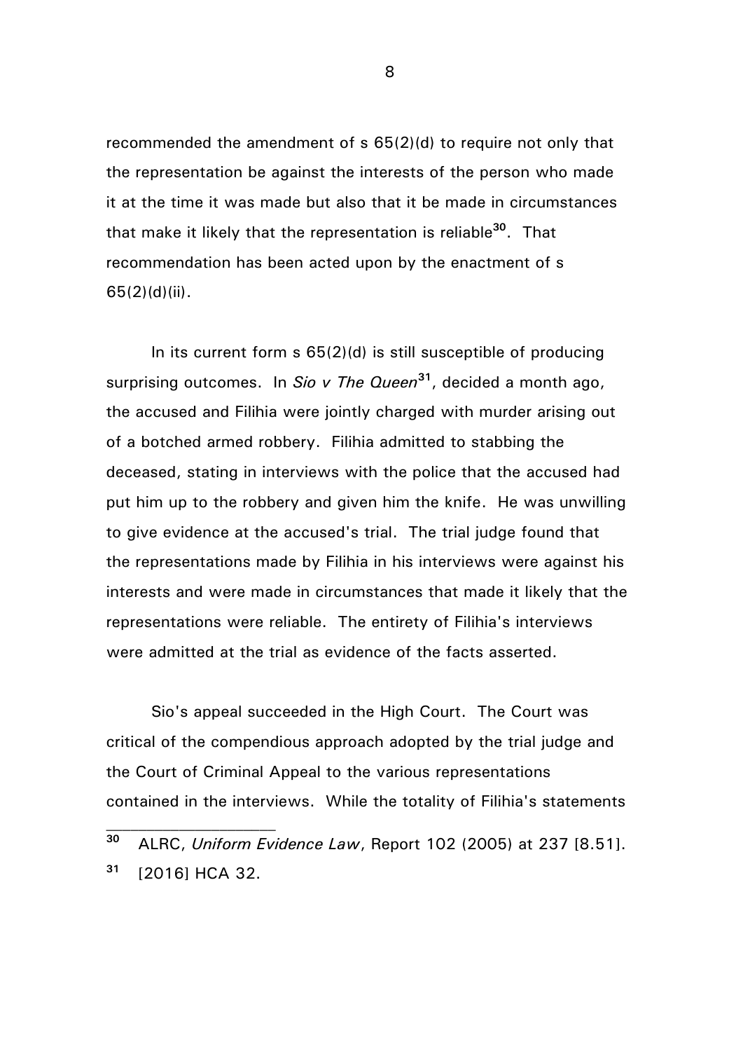recommended the amendment of s 65(2)(d) to require not only that the representation be against the interests of the person who made it at the time it was made but also that it be made in circumstances that make it likely that the representation is reliable[30]. That recommendation has been acted upon by the enactment of s 65(2)(d)(ii).

In its current form s 65(2)(d) is still susceptible of producing surprising outcomes. In *Sio v The Queen*[31], decided a month ago, the accused and Filihia were jointly charged with murder arising out of a botched armed robbery. Filihia admitted to stabbing the deceased, stating in interviews with the police that the accused had put him up to the robbery and given him the knife. He was unwilling to give evidence at the accused's trial. The trial judge found that the representations made by Filihia in his interviews were against his interests and were made in circumstances that made it likely that the representations were reliable. The entirety of Filihia's interviews were admitted at the trial as evidence of the facts asserted.

Sio's appeal succeeded in the High Court. The Court was critical of the compendious approach adopted by the trial judge and the Court of Criminal Appeal to the various representations contained in the interviews. While the totality of Filihia's statements

---

[30] ALRC, *Uniform Evidence Law*, Report 102 (2005) at 237 [8.51].

[31] [2016] HCA 32.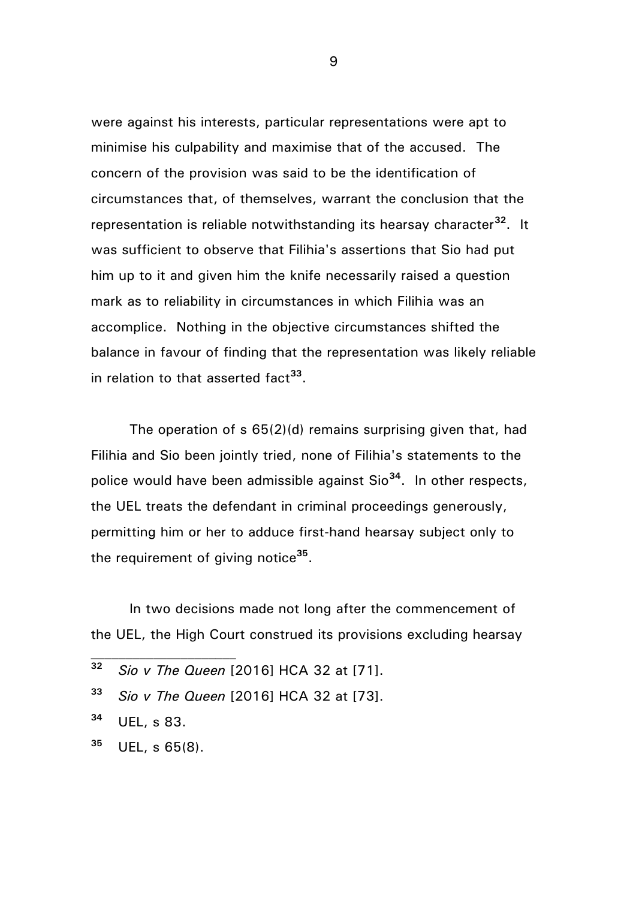were against his interests, particular representations were apt to minimise his culpability and maximise that of the accused. The concern of the provision was said to be the identification of circumstances that, of themselves, warrant the conclusion that the representation is reliable notwithstanding its hearsay character[32]. It was sufficient to observe that Filihia's assertions that Sio had put him up to it and given him the knife necessarily raised a question mark as to reliability in circumstances in which Filihia was an accomplice. Nothing in the objective circumstances shifted the balance in favour of finding that the representation was likely reliable in relation to that asserted fact[33].

The operation of s 65(2)(d) remains surprising given that, had Filihia and Sio been jointly tried, none of Filihia's statements to the police would have been admissible against Sio[34]. In other respects, the UEL treats the defendant in criminal proceedings generously, permitting him or her to adduce first-hand hearsay subject only to the requirement of giving notice[35].

In two decisions made not long after the commencement of the UEL, the High Court construed its provisions excluding hearsay

---

[32] *Sio v The Queen* [2016] HCA 32 at [71].

[33] *Sio v The Queen* [2016] HCA 32 at [73].

[34] UEL, s 83.

[35] UEL, s 65(8).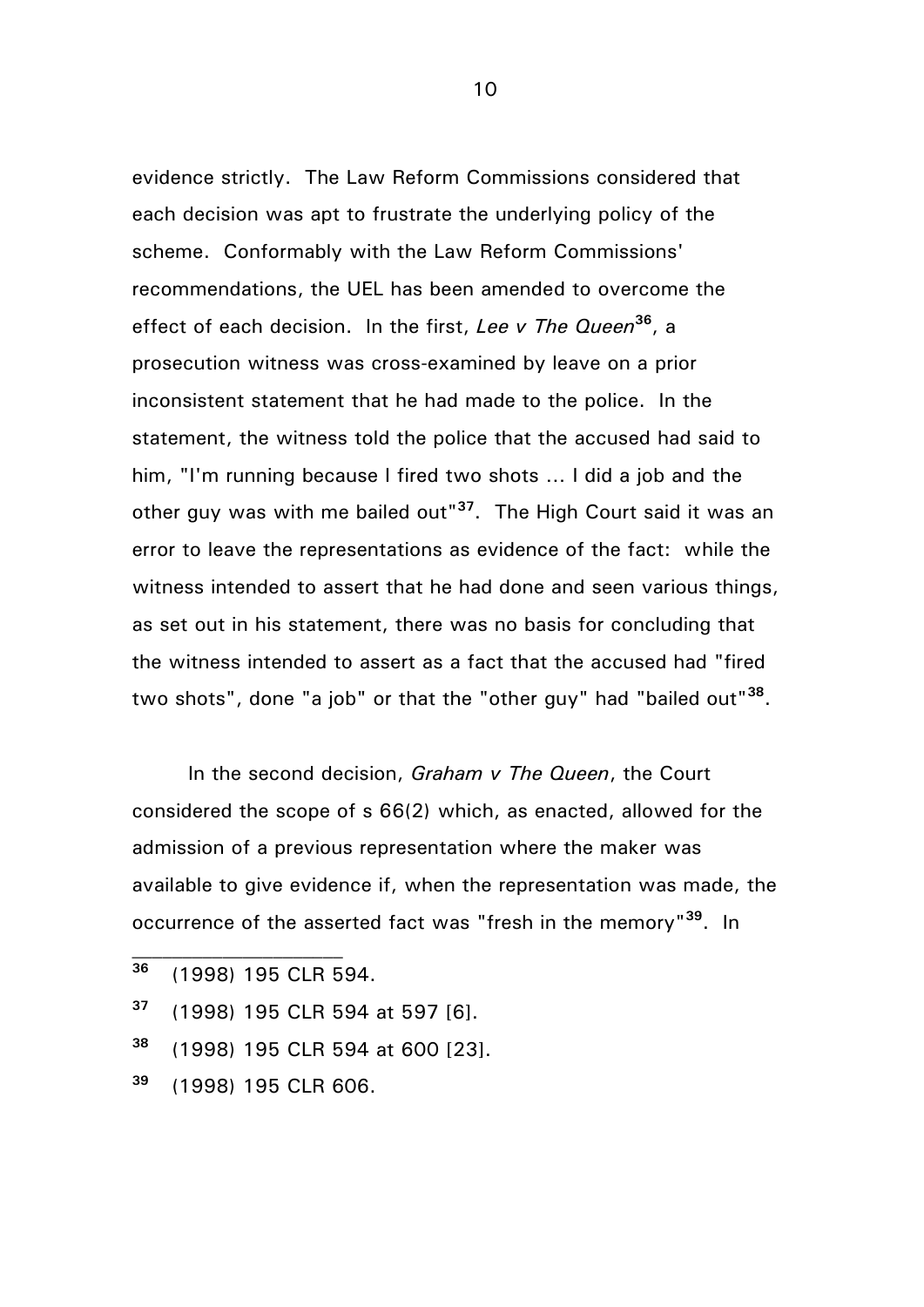evidence strictly. The Law Reform Commissions considered that each decision was apt to frustrate the underlying policy of the scheme. Conformably with the Law Reform Commissions' recommendations, the UEL has been amended to overcome the effect of each decision. In the first, *Lee v The Queen*[36], a prosecution witness was cross-examined by leave on a prior inconsistent statement that he had made to the police. In the statement, the witness told the police that the accused had said to him, "I'm running because I fired two shots ... I did a job and the other guy was with me bailed out"[37]. The High Court said it was an error to leave the representations as evidence of the fact: while the witness intended to assert that he had done and seen various things, as set out in his statement, there was no basis for concluding that the witness intended to assert as a fact that the accused had "fired two shots", done "a job" or that the "other guy" had "bailed out"[38].

In the second decision, *Graham v The Queen*, the Court considered the scope of s 66(2) which, as enacted, allowed for the admission of a previous representation where the maker was available to give evidence if, when the representation was made, the occurrence of the asserted fact was "fresh in the memory"[39]. In

---

[36] (1998) 195 CLR 594.

[37] (1998) 195 CLR 594 at 597 [6].

[38] (1998) 195 CLR 594 at 600 [23].

[39] (1998) 195 CLR 606.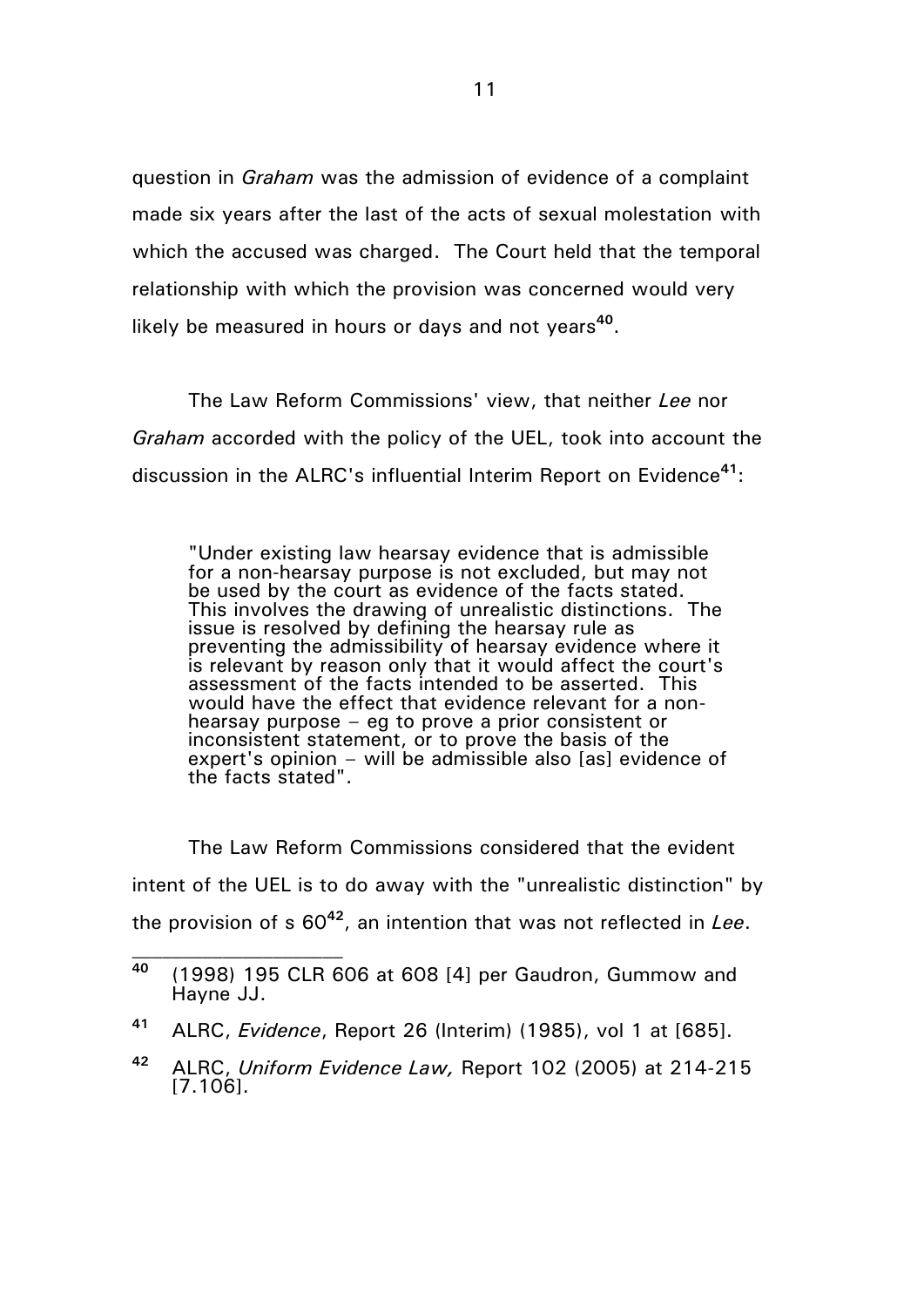question in *Graham* was the admission of evidence of a complaint made six years after the last of the acts of sexual molestation with which the accused was charged. The Court held that the temporal relationship with which the provision was concerned would very likely be measured in hours or days and not years[40].

The Law Reform Commissions' view, that neither *Lee* nor *Graham* accorded with the policy of the UEL, took into account the discussion in the ALRC's influential Interim Report on Evidence[41]:

> "Under existing law hearsay evidence that is admissible for a non-hearsay purpose is not excluded, but may not be used by the court as evidence of the facts stated. This involves the drawing of unrealistic distinctions. The issue is resolved by defining the hearsay rule as preventing the admissibility of hearsay evidence where it is relevant by reason only that it would affect the court's assessment of the facts intended to be asserted. This would have the effect that evidence relevant for a non-hearsay purpose – eg to prove a prior consistent or inconsistent statement, or to prove the basis of the expert's opinion – will be admissible also [as] evidence of the facts stated".

The Law Reform Commissions considered that the evident intent of the UEL is to do away with the "unrealistic distinction" by the provision of s 60[42], an intention that was not reflected in *Lee*.

---

[40] (1998) 195 CLR 606 at 608 [4] per Gaudron, Gummow and Hayne JJ.

[41] ALRC, *Evidence*, Report 26 (Interim) (1985), vol 1 at [685].

[42] ALRC, *Uniform Evidence Law,* Report 102 (2005) at 214-215 [7.106].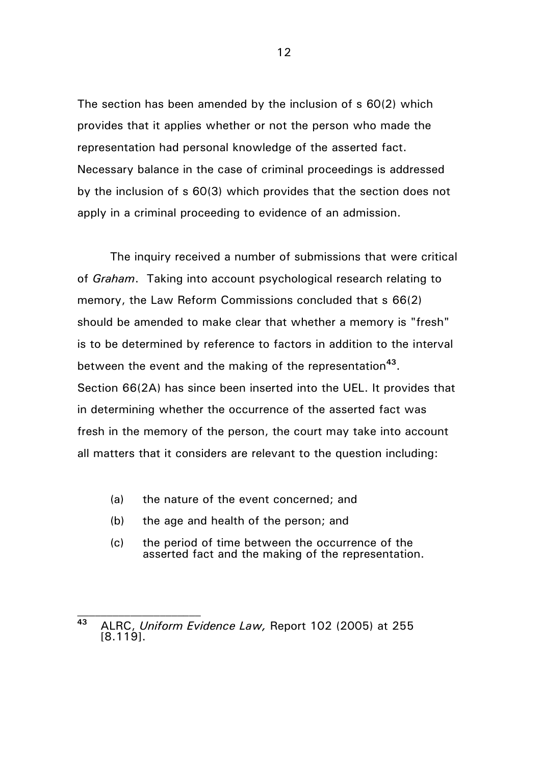The section has been amended by the inclusion of s 60(2) which provides that it applies whether or not the person who made the representation had personal knowledge of the asserted fact. Necessary balance in the case of criminal proceedings is addressed by the inclusion of s 60(3) which provides that the section does not apply in a criminal proceeding to evidence of an admission.

The inquiry received a number of submissions that were critical of *Graham*. Taking into account psychological research relating to memory, the Law Reform Commissions concluded that s 66(2) should be amended to make clear that whether a memory is "fresh" is to be determined by reference to factors in addition to the interval between the event and the making of the representation[43]. Section 66(2A) has since been inserted into the UEL. It provides that in determining whether the occurrence of the asserted fact was fresh in the memory of the person, the court may take into account all matters that it considers are relevant to the question including:

(a) the nature of the event concerned; and

(b) the age and health of the person; and

(c) the period of time between the occurrence of the asserted fact and the making of the representation.

---

[43] ALRC, *Uniform Evidence Law,* Report 102 (2005) at 255 [8.119].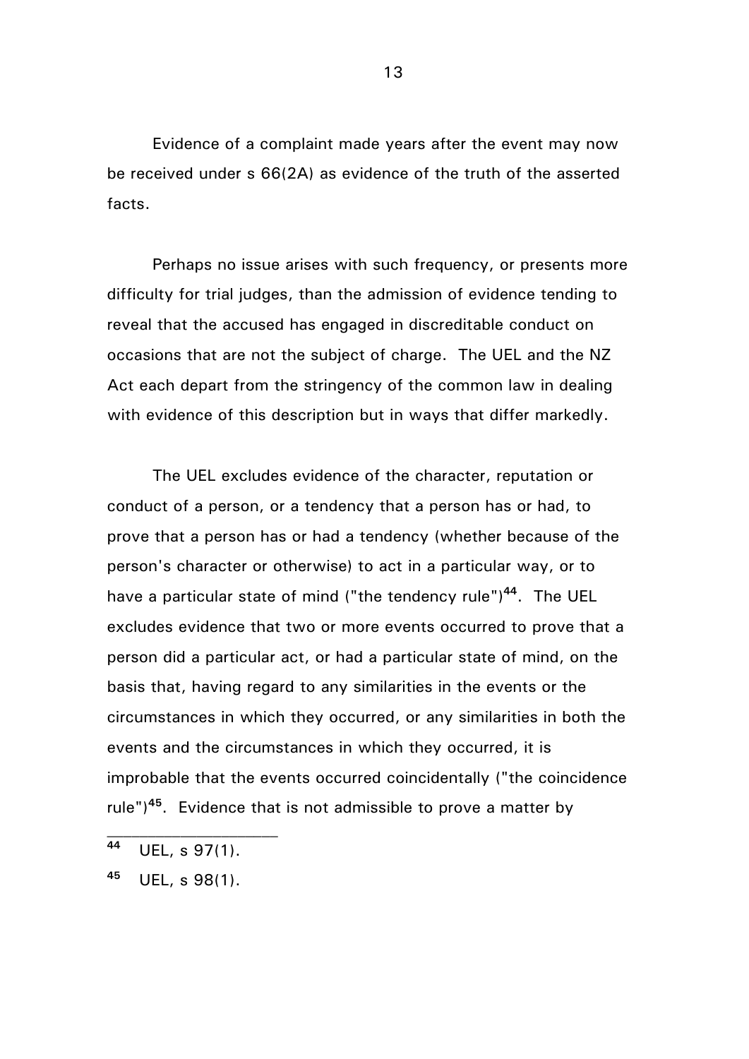Evidence of a complaint made years after the event may now be received under s 66(2A) as evidence of the truth of the asserted facts.

Perhaps no issue arises with such frequency, or presents more difficulty for trial judges, than the admission of evidence tending to reveal that the accused has engaged in discreditable conduct on occasions that are not the subject of charge. The UEL and the NZ Act each depart from the stringency of the common law in dealing with evidence of this description but in ways that differ markedly.

The UEL excludes evidence of the character, reputation or conduct of a person, or a tendency that a person has or had, to prove that a person has or had a tendency (whether because of the person's character or otherwise) to act in a particular way, or to have a particular state of mind ("the tendency rule")[44]. The UEL excludes evidence that two or more events occurred to prove that a person did a particular act, or had a particular state of mind, on the basis that, having regard to any similarities in the events or the circumstances in which they occurred, or any similarities in both the events and the circumstances in which they occurred, it is improbable that the events occurred coincidentally ("the coincidence rule")[45]. Evidence that is not admissible to prove a matter by

---

[44] UEL, s 97(1).

[45] UEL, s 98(1).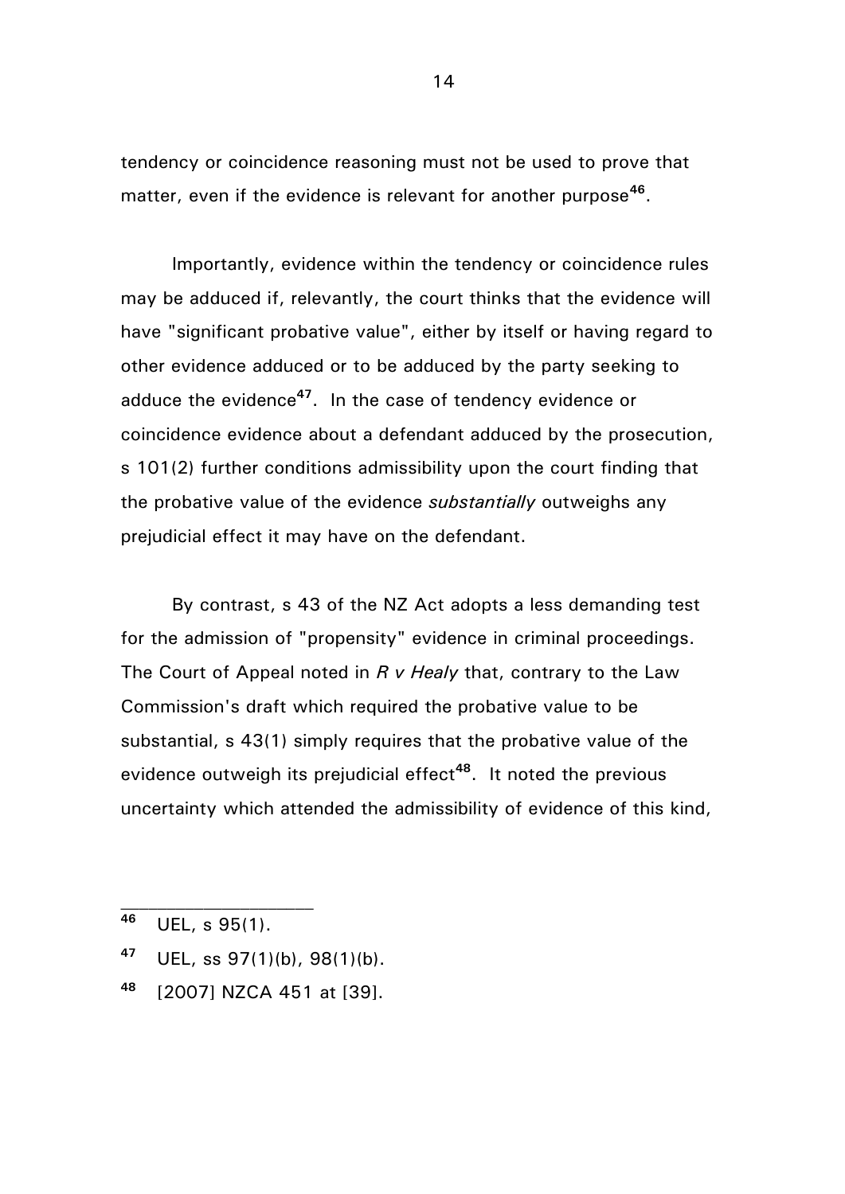tendency or coincidence reasoning must not be used to prove that matter, even if the evidence is relevant for another purpose[46].

Importantly, evidence within the tendency or coincidence rules may be adduced if, relevantly, the court thinks that the evidence will have "significant probative value", either by itself or having regard to other evidence adduced or to be adduced by the party seeking to adduce the evidence[47]. In the case of tendency evidence or coincidence evidence about a defendant adduced by the prosecution, s 101(2) further conditions admissibility upon the court finding that the probative value of the evidence *substantially* outweighs any prejudicial effect it may have on the defendant.

By contrast, s 43 of the NZ Act adopts a less demanding test for the admission of "propensity" evidence in criminal proceedings. The Court of Appeal noted in *R v Healy* that, contrary to the Law Commission's draft which required the probative value to be substantial, s 43(1) simply requires that the probative value of the evidence outweigh its prejudicial effect[48]. It noted the previous uncertainty which attended the admissibility of evidence of this kind,

---

[46] UEL, s 95(1).

[47] UEL, ss 97(1)(b), 98(1)(b).

[48] [2007] NZCA 451 at [39].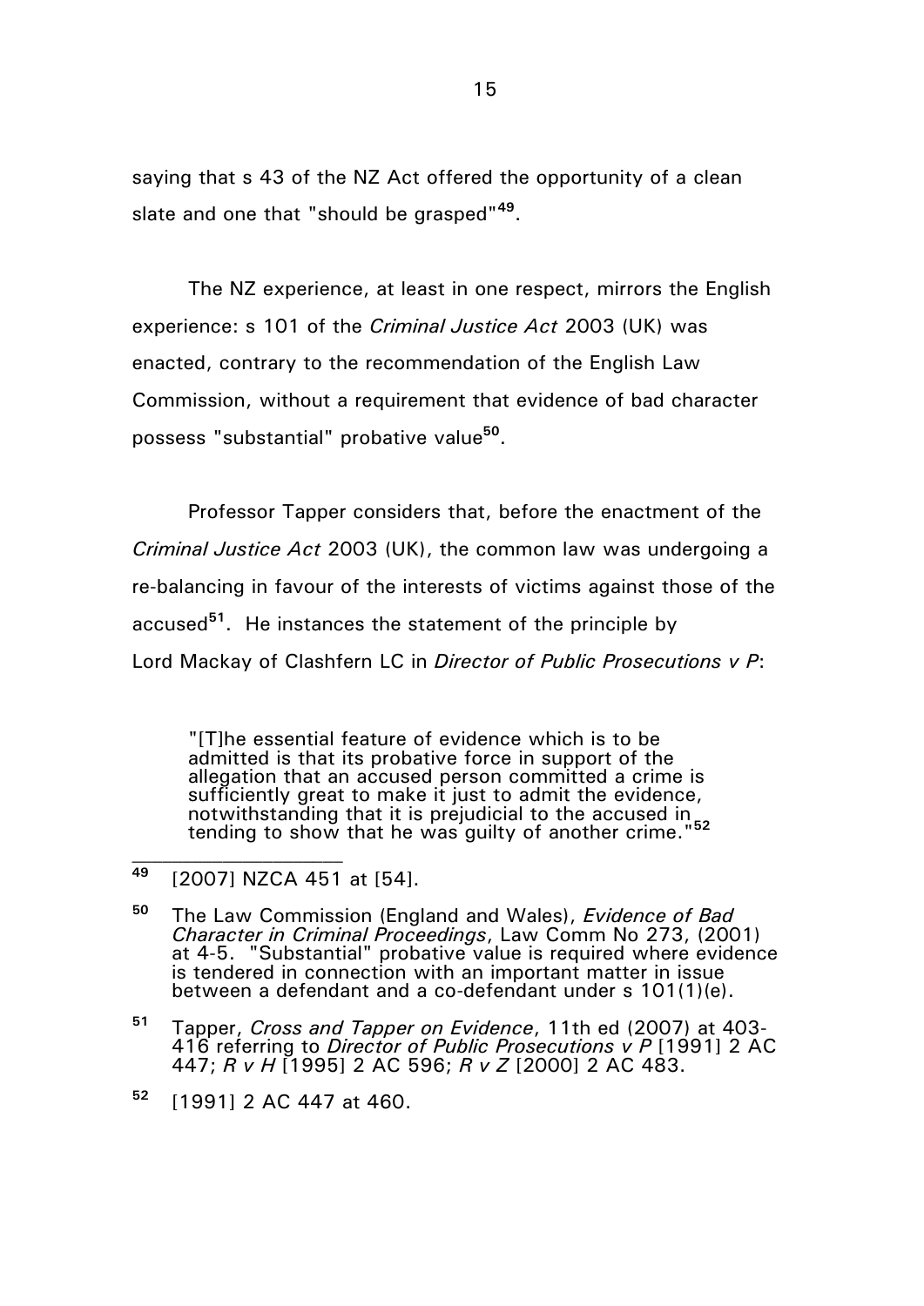saying that s 43 of the NZ Act offered the opportunity of a clean slate and one that "should be grasped"[49].

The NZ experience, at least in one respect, mirrors the English experience: s 101 of the *Criminal Justice Act* 2003 (UK) was enacted, contrary to the recommendation of the English Law Commission, without a requirement that evidence of bad character possess "substantial" probative value[50].

Professor Tapper considers that, before the enactment of the *Criminal Justice Act* 2003 (UK), the common law was undergoing a re-balancing in favour of the interests of victims against those of the accused[51]. He instances the statement of the principle by Lord Mackay of Clashfern LC in *Director of Public Prosecutions v P*:

> "[T]he essential feature of evidence which is to be admitted is that its probative force in support of the allegation that an accused person committed a crime is sufficiently great to make it just to admit the evidence, notwithstanding that it is prejudicial to the accused in tending to show that he was guilty of another crime."[52]

---

[49] [2007] NZCA 451 at [54].

[50] The Law Commission (England and Wales), *Evidence of Bad Character in Criminal Proceedings*, Law Comm No 273, (2001) at 4-5. "Substantial" probative value is required where evidence is tendered in connection with an important matter in issue between a defendant and a co-defendant under s 101(1)(e).

[51] Tapper, *Cross and Tapper on Evidence*, 11th ed (2007) at 403-416 referring to *Director of Public Prosecutions v P* [1991] 2 AC 447; *R v H* [1995] 2 AC 596; *R v Z* [2000] 2 AC 483.

[52] [1991] 2 AC 447 at 460.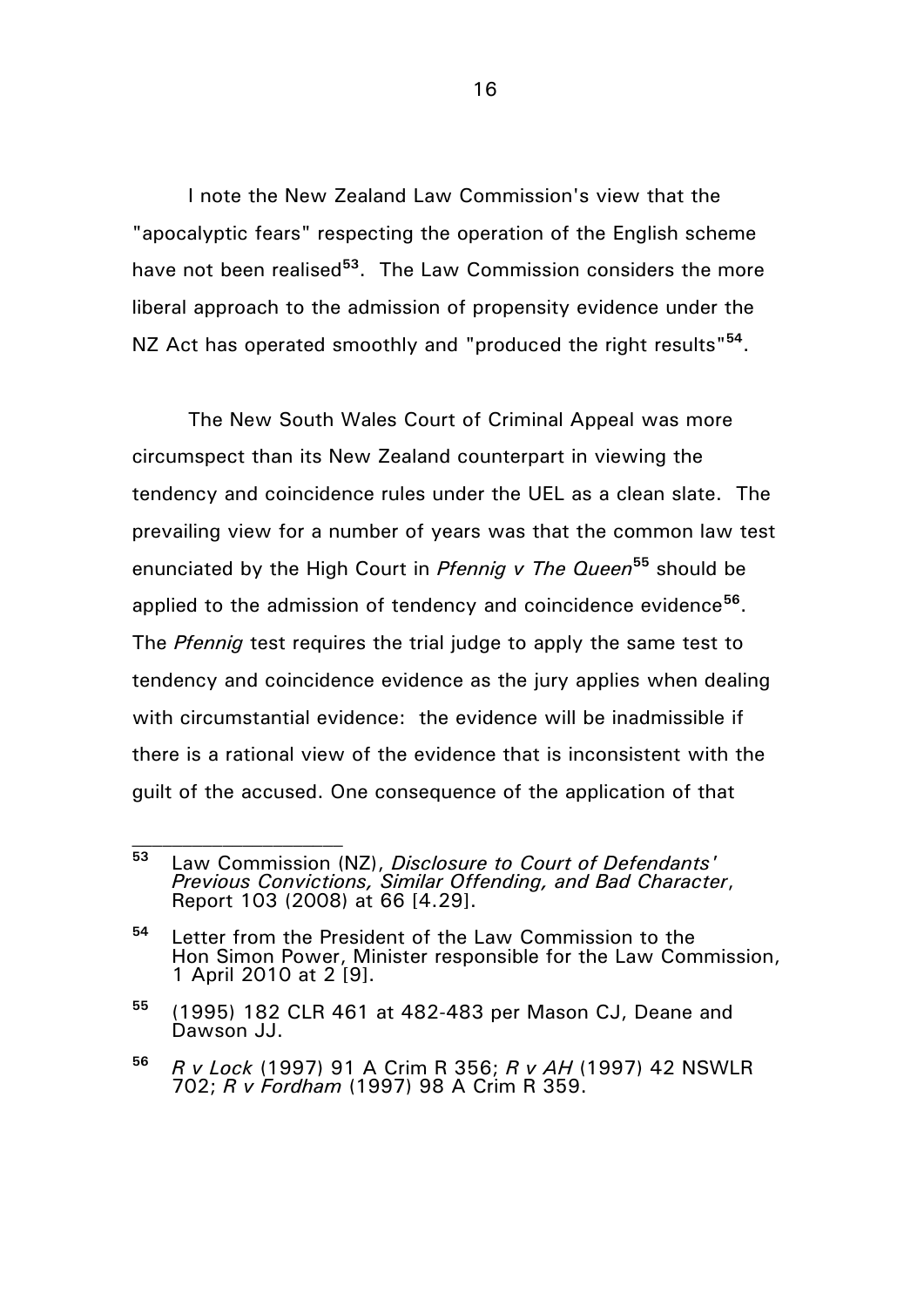I note the New Zealand Law Commission's view that the "apocalyptic fears" respecting the operation of the English scheme have not been realised[53]. The Law Commission considers the more liberal approach to the admission of propensity evidence under the NZ Act has operated smoothly and "produced the right results"[54].

The New South Wales Court of Criminal Appeal was more circumspect than its New Zealand counterpart in viewing the tendency and coincidence rules under the UEL as a clean slate. The prevailing view for a number of years was that the common law test enunciated by the High Court in *Pfennig v The Queen*[55] should be applied to the admission of tendency and coincidence evidence[56]. The *Pfennig* test requires the trial judge to apply the same test to tendency and coincidence evidence as the jury applies when dealing with circumstantial evidence: the evidence will be inadmissible if there is a rational view of the evidence that is inconsistent with the guilt of the accused. One consequence of the application of that

---

[53] Law Commission (NZ), *Disclosure to Court of Defendants' Previous Convictions, Similar Offending, and Bad Character*, Report 103 (2008) at 66 [4.29].

[54] Letter from the President of the Law Commission to the Hon Simon Power, Minister responsible for the Law Commission, 1 April 2010 at 2 [9].

[55] (1995) 182 CLR 461 at 482-483 per Mason CJ, Deane and Dawson JJ.

[56] *R v Lock* (1997) 91 A Crim R 356; *R v AH* (1997) 42 NSWLR 702; *R v Fordham* (1997) 98 A Crim R 359.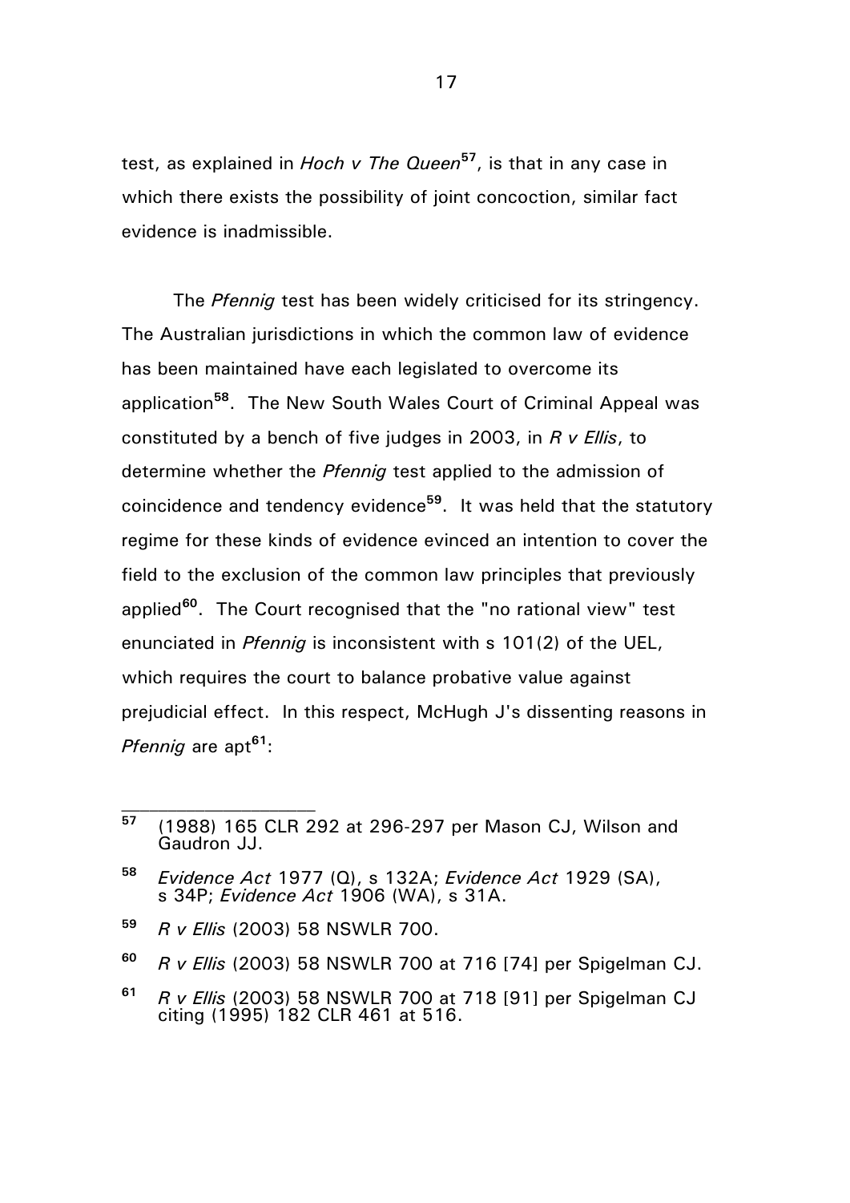test, as explained in *Hoch v The Queen*[57], is that in any case in which there exists the possibility of joint concoction, similar fact evidence is inadmissible.

The *Pfennig* test has been widely criticised for its stringency. The Australian jurisdictions in which the common law of evidence has been maintained have each legislated to overcome its application[58]. The New South Wales Court of Criminal Appeal was constituted by a bench of five judges in 2003, in *R v Ellis*, to determine whether the *Pfennig* test applied to the admission of coincidence and tendency evidence[59]. It was held that the statutory regime for these kinds of evidence evinced an intention to cover the field to the exclusion of the common law principles that previously applied[60]. The Court recognised that the "no rational view" test enunciated in *Pfennig* is inconsistent with s 101(2) of the UEL, which requires the court to balance probative value against prejudicial effect. In this respect, McHugh J's dissenting reasons in *Pfennig* are apt[61]:

---

[57] (1988) 165 CLR 292 at 296-297 per Mason CJ, Wilson and Gaudron JJ.

[58] *Evidence Act* 1977 (Q), s 132A; *Evidence Act* 1929 (SA), s 34P; *Evidence Act* 1906 (WA), s 31A.

[59] *R v Ellis* (2003) 58 NSWLR 700.

[60] *R v Ellis* (2003) 58 NSWLR 700 at 716 [74] per Spigelman CJ.

[61] *R v Ellis* (2003) 58 NSWLR 700 at 718 [91] per Spigelman CJ citing (1995) 182 CLR 461 at 516.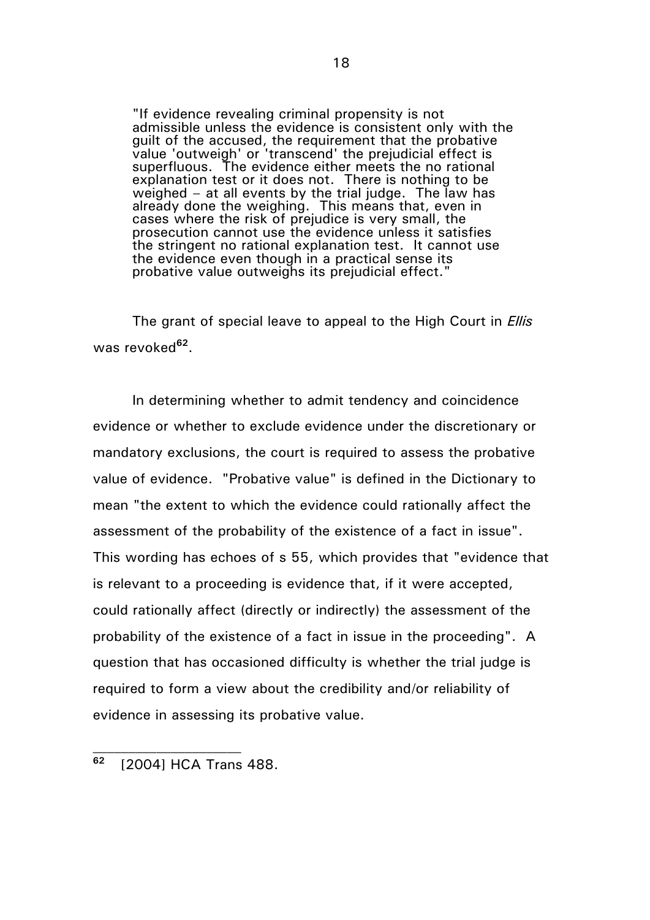> "If evidence revealing criminal propensity is not admissible unless the evidence is consistent only with the guilt of the accused, the requirement that the probative value 'outweigh' or 'transcend' the prejudicial effect is superfluous. The evidence either meets the no rational explanation test or it does not. There is nothing to be weighed – at all events by the trial judge. The law has already done the weighing. This means that, even in cases where the risk of prejudice is very small, the prosecution cannot use the evidence unless it satisfies the stringent no rational explanation test. It cannot use the evidence even though in a practical sense its probative value outweighs its prejudicial effect."

The grant of special leave to appeal to the High Court in *Ellis* was revoked[62].

In determining whether to admit tendency and coincidence evidence or whether to exclude evidence under the discretionary or mandatory exclusions, the court is required to assess the probative value of evidence. "Probative value" is defined in the Dictionary to mean "the extent to which the evidence could rationally affect the assessment of the probability of the existence of a fact in issue". This wording has echoes of s 55, which provides that "evidence that is relevant to a proceeding is evidence that, if it were accepted, could rationally affect (directly or indirectly) the assessment of the probability of the existence of a fact in issue in the proceeding". A question that has occasioned difficulty is whether the trial judge is required to form a view about the credibility and/or reliability of evidence in assessing its probative value.

---

[62] [2004] HCA Trans 488.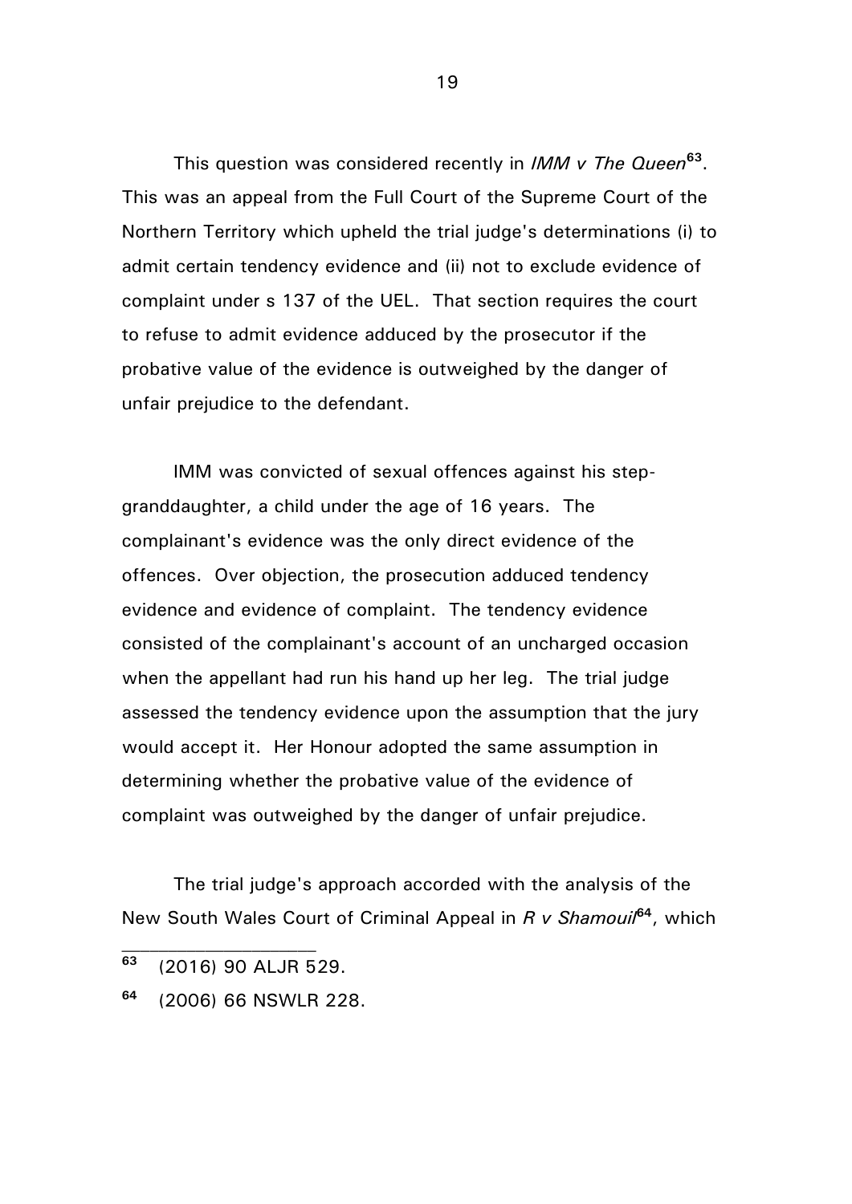This question was considered recently in *IMM v The Queen*[63]. This was an appeal from the Full Court of the Supreme Court of the Northern Territory which upheld the trial judge's determinations (i) to admit certain tendency evidence and (ii) not to exclude evidence of complaint under s 137 of the UEL. That section requires the court to refuse to admit evidence adduced by the prosecutor if the probative value of the evidence is outweighed by the danger of unfair prejudice to the defendant.

IMM was convicted of sexual offences against his step-granddaughter, a child under the age of 16 years. The complainant's evidence was the only direct evidence of the offences. Over objection, the prosecution adduced tendency evidence and evidence of complaint. The tendency evidence consisted of the complainant's account of an uncharged occasion when the appellant had run his hand up her leg. The trial judge assessed the tendency evidence upon the assumption that the jury would accept it. Her Honour adopted the same assumption in determining whether the probative value of the evidence of complaint was outweighed by the danger of unfair prejudice.

The trial judge's approach accorded with the analysis of the New South Wales Court of Criminal Appeal in *R v Shamouil*[64], which

---

[63] (2016) 90 ALJR 529.

[64] (2006) 66 NSWLR 228.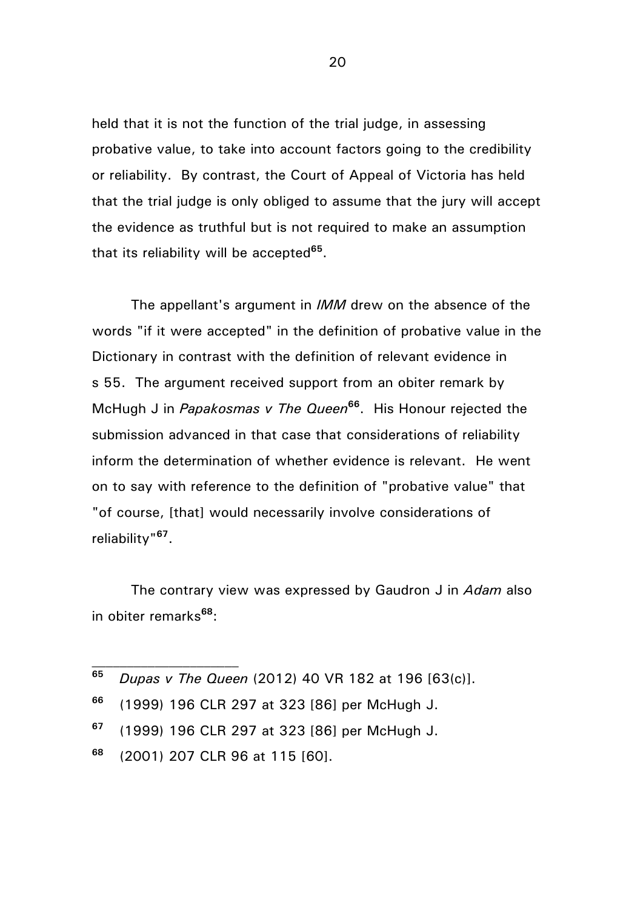held that it is not the function of the trial judge, in assessing probative value, to take into account factors going to the credibility or reliability. By contrast, the Court of Appeal of Victoria has held that the trial judge is only obliged to assume that the jury will accept the evidence as truthful but is not required to make an assumption that its reliability will be accepted[65].

The appellant's argument in *IMM* drew on the absence of the words "if it were accepted" in the definition of probative value in the Dictionary in contrast with the definition of relevant evidence in s 55. The argument received support from an obiter remark by McHugh J in *Papakosmas v The Queen*[66]. His Honour rejected the submission advanced in that case that considerations of reliability inform the determination of whether evidence is relevant. He went on to say with reference to the definition of "probative value" that "of course, [that] would necessarily involve considerations of reliability"[67].

The contrary view was expressed by Gaudron J in *Adam* also in obiter remarks[68]:

---

[65] *Dupas v The Queen* (2012) 40 VR 182 at 196 [63(c)].

[66] (1999) 196 CLR 297 at 323 [86] per McHugh J.

[67] (1999) 196 CLR 297 at 323 [86] per McHugh J.

[68] (2001) 207 CLR 96 at 115 [60].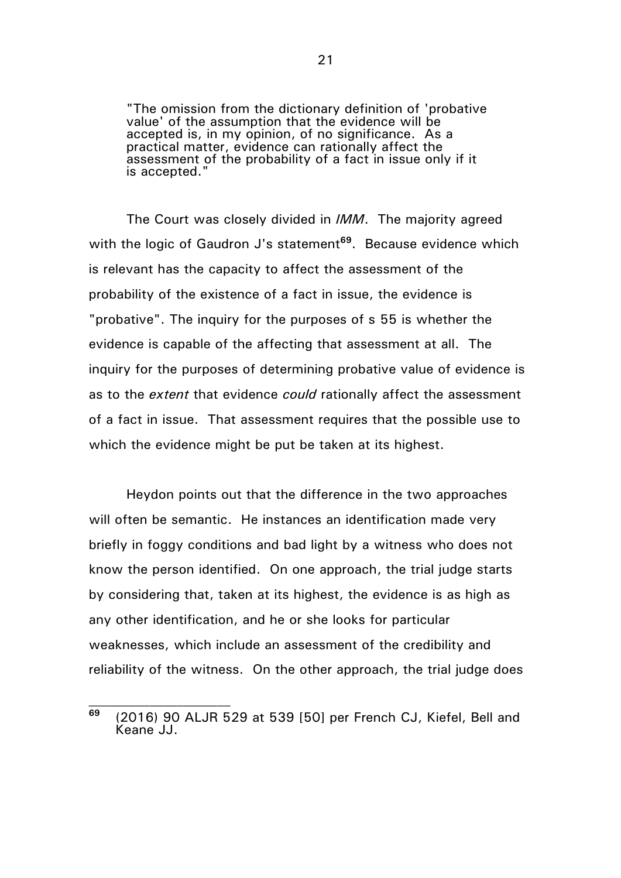> "The omission from the dictionary definition of 'probative value' of the assumption that the evidence will be accepted is, in my opinion, of no significance. As a practical matter, evidence can rationally affect the assessment of the probability of a fact in issue only if it is accepted."

The Court was closely divided in *IMM*. The majority agreed with the logic of Gaudron J's statement[69]. Because evidence which is relevant has the capacity to affect the assessment of the probability of the existence of a fact in issue, the evidence is "probative". The inquiry for the purposes of s 55 is whether the evidence is capable of the affecting that assessment at all. The inquiry for the purposes of determining probative value of evidence is as to the *extent* that evidence *could* rationally affect the assessment of a fact in issue. That assessment requires that the possible use to which the evidence might be put be taken at its highest.

Heydon points out that the difference in the two approaches will often be semantic. He instances an identification made very briefly in foggy conditions and bad light by a witness who does not know the person identified. On one approach, the trial judge starts by considering that, taken at its highest, the evidence is as high as any other identification, and he or she looks for particular weaknesses, which include an assessment of the credibility and reliability of the witness. On the other approach, the trial judge does

---

[69] (2016) 90 ALJR 529 at 539 [50] per French CJ, Kiefel, Bell and Keane JJ.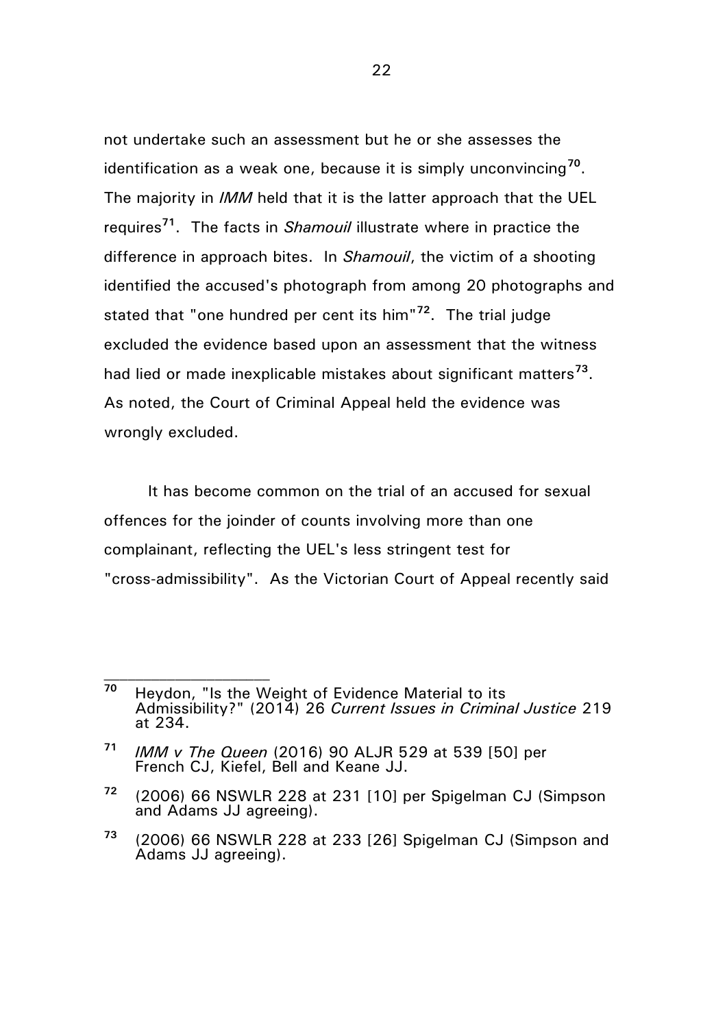not undertake such an assessment but he or she assesses the identification as a weak one, because it is simply unconvincing[70]. The majority in *IMM* held that it is the latter approach that the UEL requires[71]. The facts in *Shamouil* illustrate where in practice the difference in approach bites. In *Shamouil*, the victim of a shooting identified the accused's photograph from among 20 photographs and stated that "one hundred per cent its him"[72]. The trial judge excluded the evidence based upon an assessment that the witness had lied or made inexplicable mistakes about significant matters[73]. As noted, the Court of Criminal Appeal held the evidence was wrongly excluded.

It has become common on the trial of an accused for sexual offences for the joinder of counts involving more than one complainant, reflecting the UEL's less stringent test for "cross-admissibility". As the Victorian Court of Appeal recently said

---

[70] Heydon, "Is the Weight of Evidence Material to its Admissibility?" (2014) 26 *Current Issues in Criminal Justice* 219 at 234.

[71] *IMM v The Queen* (2016) 90 ALJR 529 at 539 [50] per French CJ, Kiefel, Bell and Keane JJ.

[72] (2006) 66 NSWLR 228 at 231 [10] per Spigelman CJ (Simpson and Adams JJ agreeing).

[73] (2006) 66 NSWLR 228 at 233 [26] Spigelman CJ (Simpson and Adams JJ agreeing).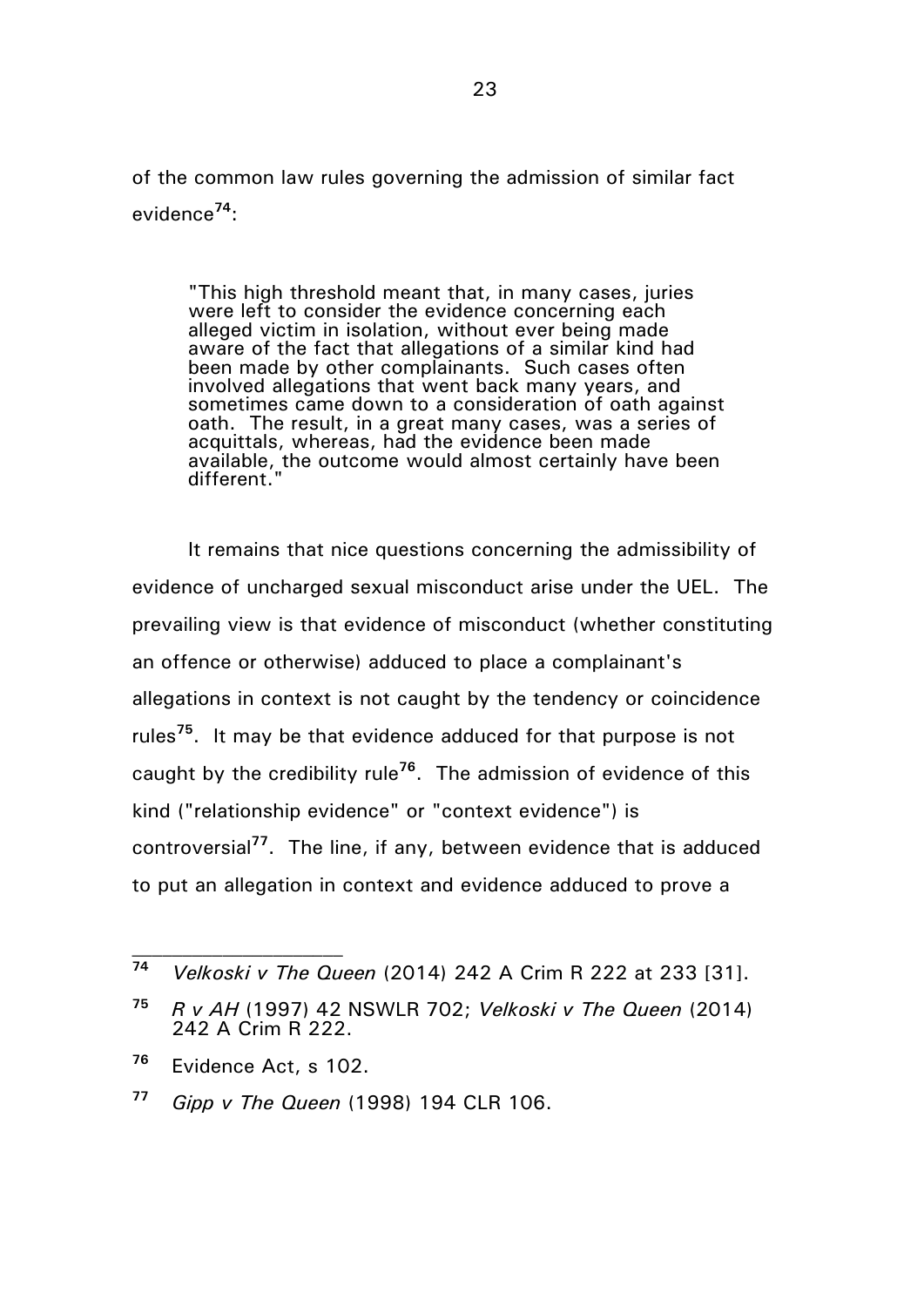of the common law rules governing the admission of similar fact evidence[74]:

> "This high threshold meant that, in many cases, juries were left to consider the evidence concerning each alleged victim in isolation, without ever being made aware of the fact that allegations of a similar kind had been made by other complainants. Such cases often involved allegations that went back many years, and sometimes came down to a consideration of oath against oath. The result, in a great many cases, was a series of acquittals, whereas, had the evidence been made available, the outcome would almost certainly have been different."

It remains that nice questions concerning the admissibility of evidence of uncharged sexual misconduct arise under the UEL. The prevailing view is that evidence of misconduct (whether constituting an offence or otherwise) adduced to place a complainant's allegations in context is not caught by the tendency or coincidence rules[75]. It may be that evidence adduced for that purpose is not caught by the credibility rule[76]. The admission of evidence of this kind ("relationship evidence" or "context evidence") is controversial[77]. The line, if any, between evidence that is adduced to put an allegation in context and evidence adduced to prove a

---

[74] *Velkoski v The Queen* (2014) 242 A Crim R 222 at 233 [31].

[75] *R v AH* (1997) 42 NSWLR 702; *Velkoski v The Queen* (2014) 242 A Crim R 222.

[76] Evidence Act, s 102.

[77] *Gipp v The Queen* (1998) 194 CLR 106.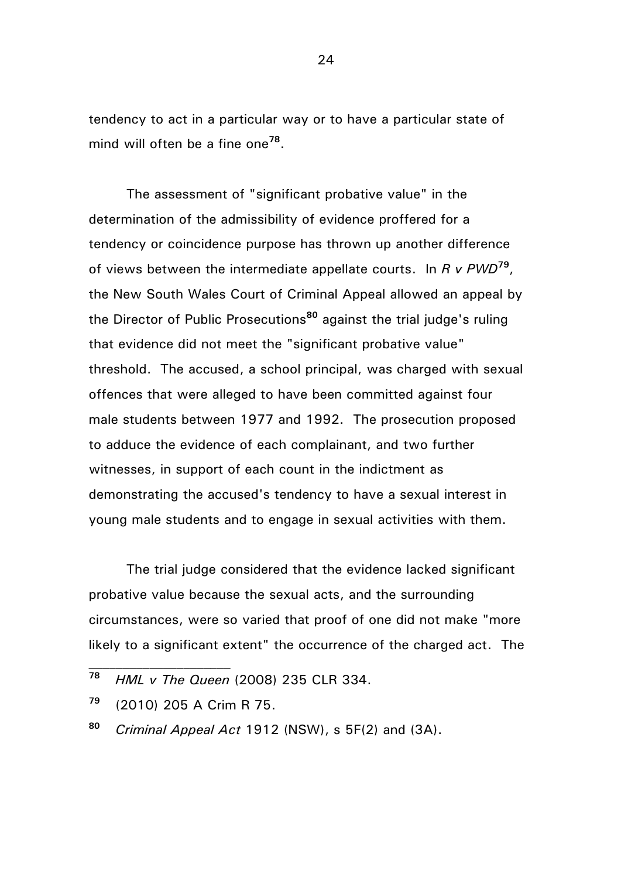tendency to act in a particular way or to have a particular state of mind will often be a fine one[78].

The assessment of "significant probative value" in the determination of the admissibility of evidence proffered for a tendency or coincidence purpose has thrown up another difference of views between the intermediate appellate courts. In *R v PWD*[79], the New South Wales Court of Criminal Appeal allowed an appeal by the Director of Public Prosecutions[80] against the trial judge's ruling that evidence did not meet the "significant probative value" threshold. The accused, a school principal, was charged with sexual offences that were alleged to have been committed against four male students between 1977 and 1992. The prosecution proposed to adduce the evidence of each complainant, and two further witnesses, in support of each count in the indictment as demonstrating the accused's tendency to have a sexual interest in young male students and to engage in sexual activities with them.

The trial judge considered that the evidence lacked significant probative value because the sexual acts, and the surrounding circumstances, were so varied that proof of one did not make "more likely to a significant extent" the occurrence of the charged act. The

---

[78] *HML v The Queen* (2008) 235 CLR 334.

[79] (2010) 205 A Crim R 75.

[80] *Criminal Appeal Act* 1912 (NSW), s 5F(2) and (3A).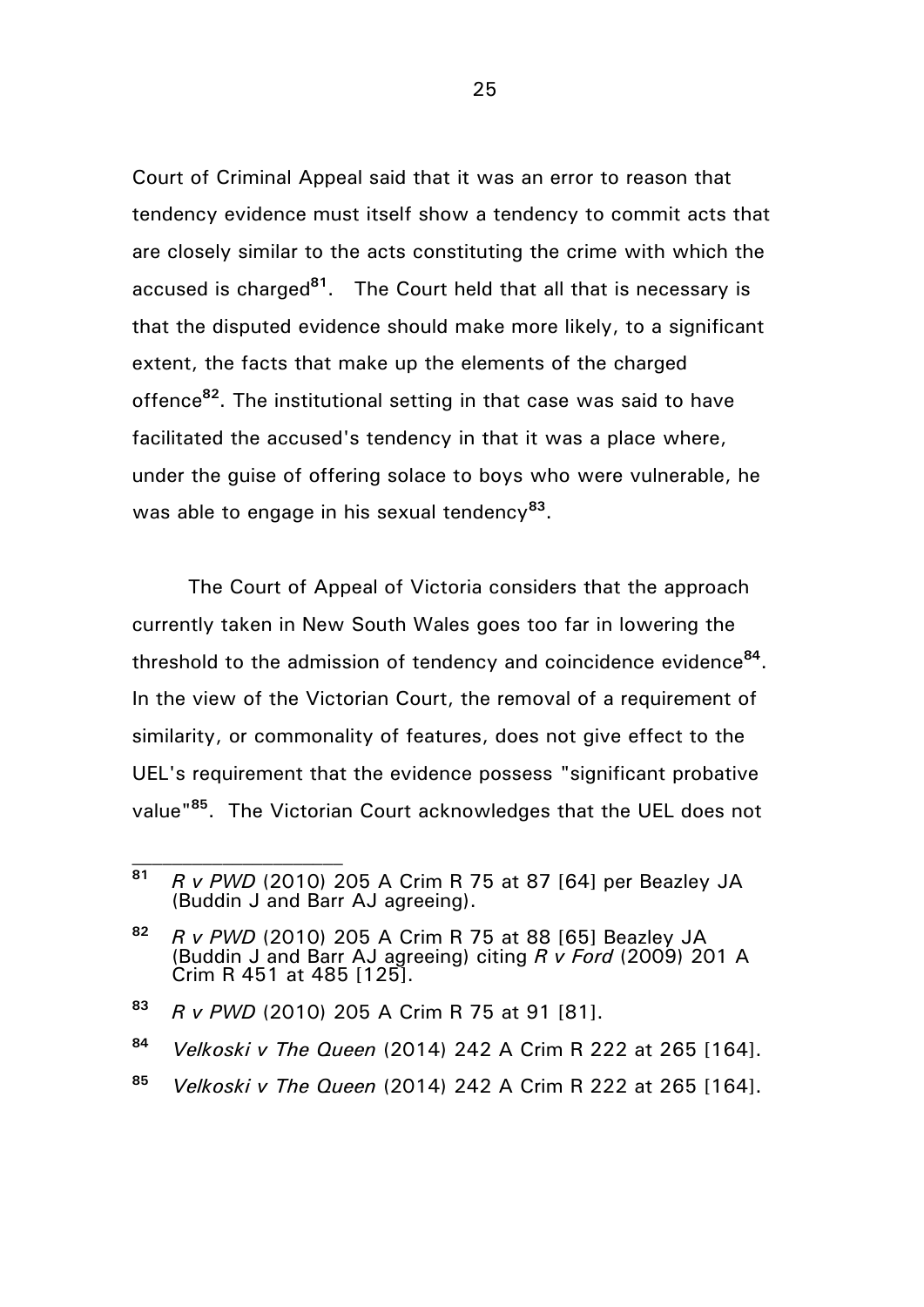Court of Criminal Appeal said that it was an error to reason that tendency evidence must itself show a tendency to commit acts that are closely similar to the acts constituting the crime with which the accused is charged[81]. The Court held that all that is necessary is that the disputed evidence should make more likely, to a significant extent, the facts that make up the elements of the charged offence[82]. The institutional setting in that case was said to have facilitated the accused's tendency in that it was a place where, under the guise of offering solace to boys who were vulnerable, he was able to engage in his sexual tendency[83].

The Court of Appeal of Victoria considers that the approach currently taken in New South Wales goes too far in lowering the threshold to the admission of tendency and coincidence evidence[84]. In the view of the Victorian Court, the removal of a requirement of similarity, or commonality of features, does not give effect to the UEL's requirement that the evidence possess "significant probative value"[85]. The Victorian Court acknowledges that the UEL does not

---

[81] *R v PWD* (2010) 205 A Crim R 75 at 87 [64] per Beazley JA (Buddin J and Barr AJ agreeing).

[82] *R v PWD* (2010) 205 A Crim R 75 at 88 [65] Beazley JA (Buddin J and Barr AJ agreeing) citing *R v Ford* (2009) 201 A Crim R 451 at 485 [125].

[83] *R v PWD* (2010) 205 A Crim R 75 at 91 [81].

[84] *Velkoski v The Queen* (2014) 242 A Crim R 222 at 265 [164].

[85] *Velkoski v The Queen* (2014) 242 A Crim R 222 at 265 [164].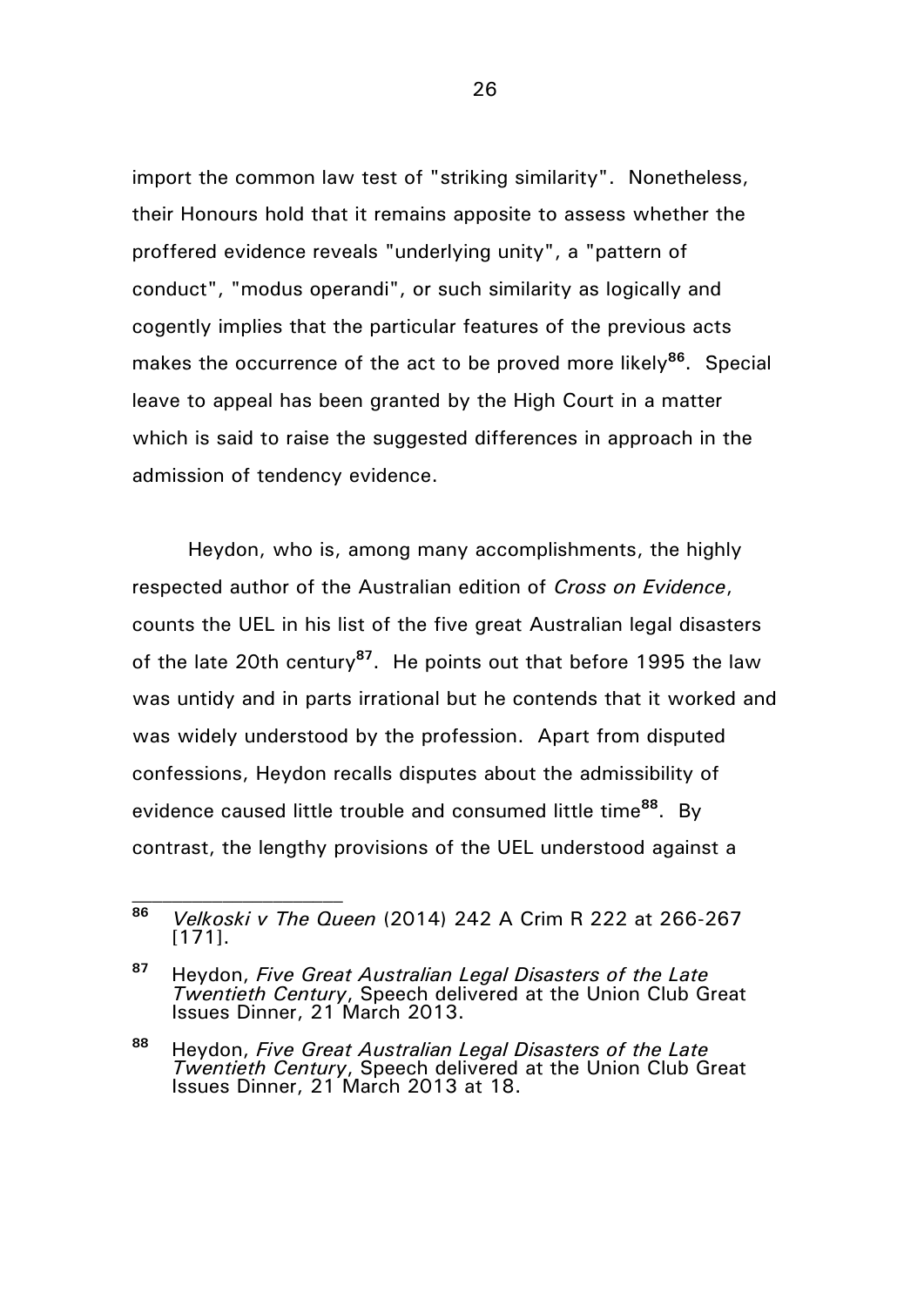import the common law test of "striking similarity". Nonetheless, their Honours hold that it remains apposite to assess whether the proffered evidence reveals "underlying unity", a "pattern of conduct", "modus operandi", or such similarity as logically and cogently implies that the particular features of the previous acts makes the occurrence of the act to be proved more likely[86]. Special leave to appeal has been granted by the High Court in a matter which is said to raise the suggested differences in approach in the admission of tendency evidence.

Heydon, who is, among many accomplishments, the highly respected author of the Australian edition of *Cross on Evidence*, counts the UEL in his list of the five great Australian legal disasters of the late 20th century[87]. He points out that before 1995 the law was untidy and in parts irrational but he contends that it worked and was widely understood by the profession. Apart from disputed confessions, Heydon recalls disputes about the admissibility of evidence caused little trouble and consumed little time[88]. By contrast, the lengthy provisions of the UEL understood against a

---

**86** *Velkoski v The Queen* (2014) 242 A Crim R 222 at 266-267 [171].

**87** Heydon, *Five Great Australian Legal Disasters of the Late Twentieth Century*, Speech delivered at the Union Club Great Issues Dinner, 21 March 2013.

**88** Heydon, *Five Great Australian Legal Disasters of the Late Twentieth Century*, Speech delivered at the Union Club Great Issues Dinner, 21 March 2013 at 18.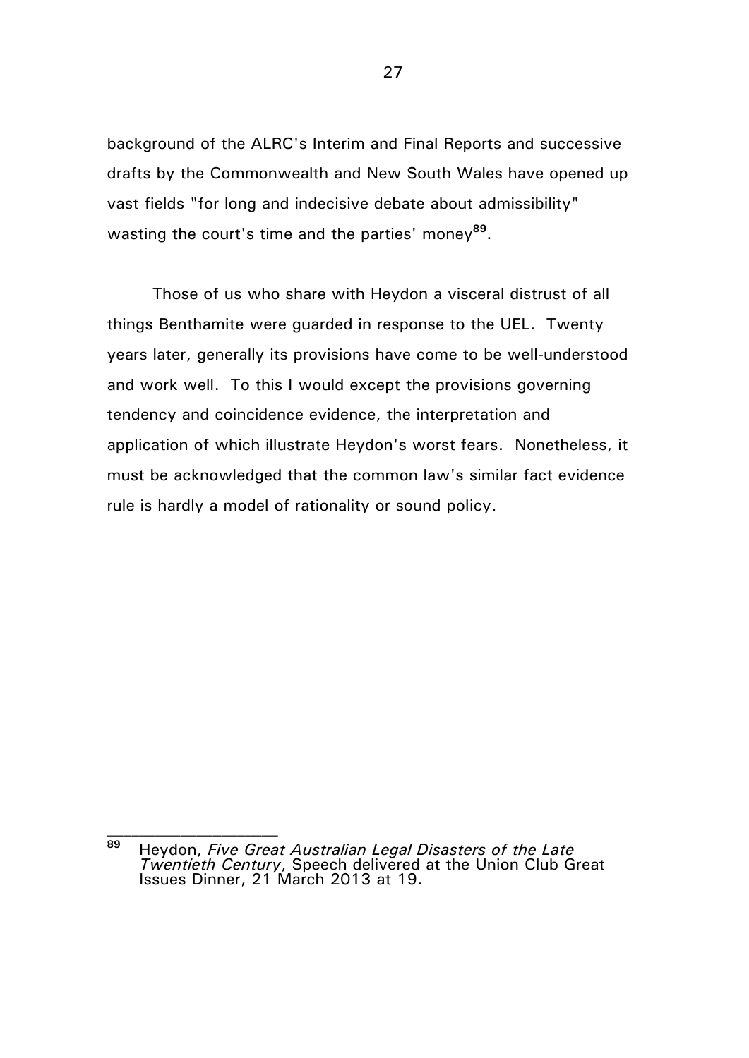background of the ALRC's Interim and Final Reports and successive drafts by the Commonwealth and New South Wales have opened up vast fields "for long and indecisive debate about admissibility" wasting the court's time and the parties' money[89].

Those of us who share with Heydon a visceral distrust of all things Benthamite were guarded in response to the UEL. Twenty years later, generally its provisions have come to be well-understood and work well. To this I would except the provisions governing tendency and coincidence evidence, the interpretation and application of which illustrate Heydon's worst fears. Nonetheless, it must be acknowledged that the common law's similar fact evidence rule is hardly a model of rationality or sound policy.

---

[89] Heydon, *Five Great Australian Legal Disasters of the Late Twentieth Century*, Speech delivered at the Union Club Great Issues Dinner, 21 March 2013 at 19.